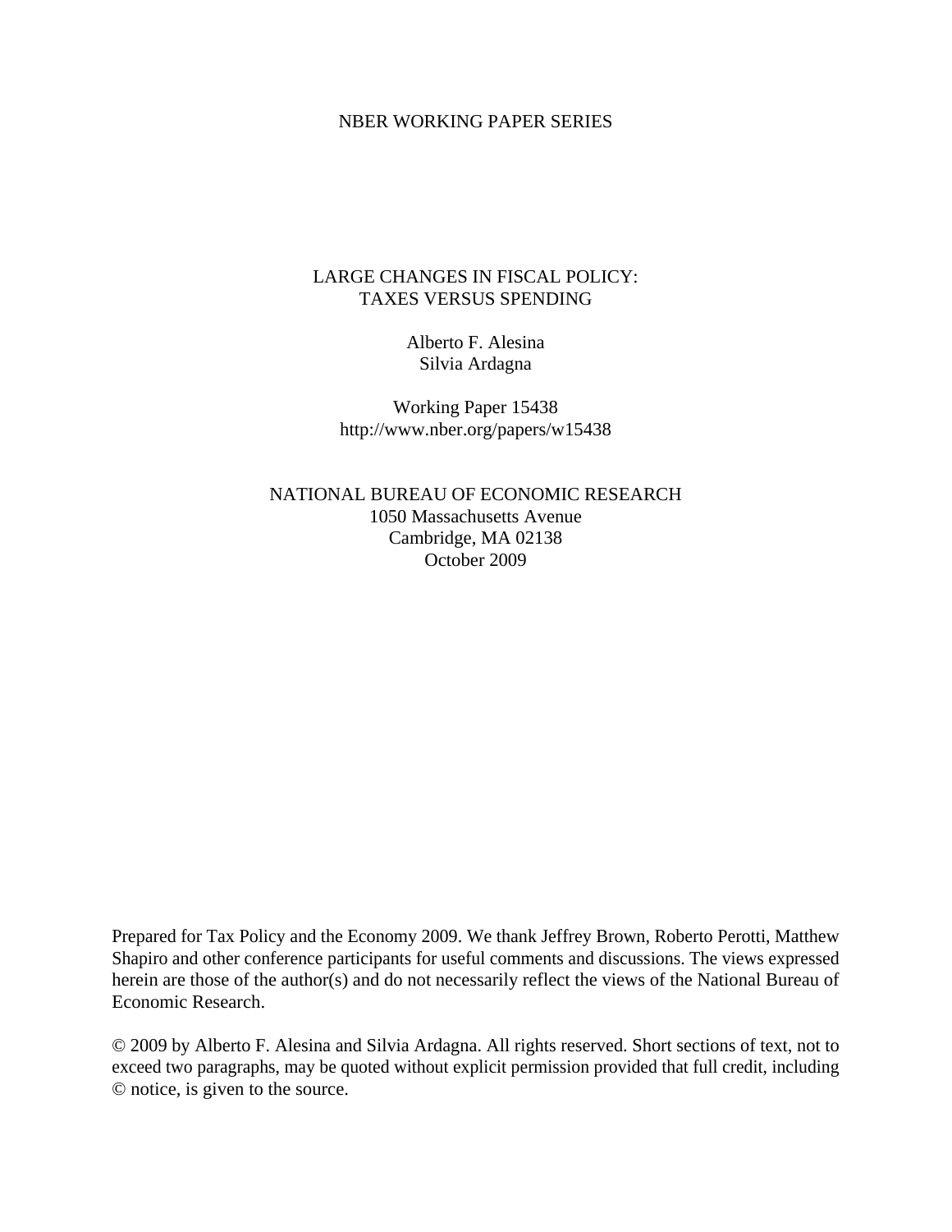NBER WORKING PAPER SERIES

# LARGE CHANGES IN FISCAL POLICY: TAXES VERSUS SPENDING

Alberto F. Alesina
Silvia Ardagna

Working Paper 15438
http://www.nber.org/papers/w15438

NATIONAL BUREAU OF ECONOMIC RESEARCH
1050 Massachusetts Avenue
Cambridge, MA 02138
October 2009

Prepared for Tax Policy and the Economy 2009. We thank Jeffrey Brown, Roberto Perotti, Matthew Shapiro and other conference participants for useful comments and discussions. The views expressed herein are those of the author(s) and do not necessarily reflect the views of the National Bureau of Economic Research.

© 2009 by Alberto F. Alesina and Silvia Ardagna. All rights reserved. Short sections of text, not to exceed two paragraphs, may be quoted without explicit permission provided that full credit, including © notice, is given to the source.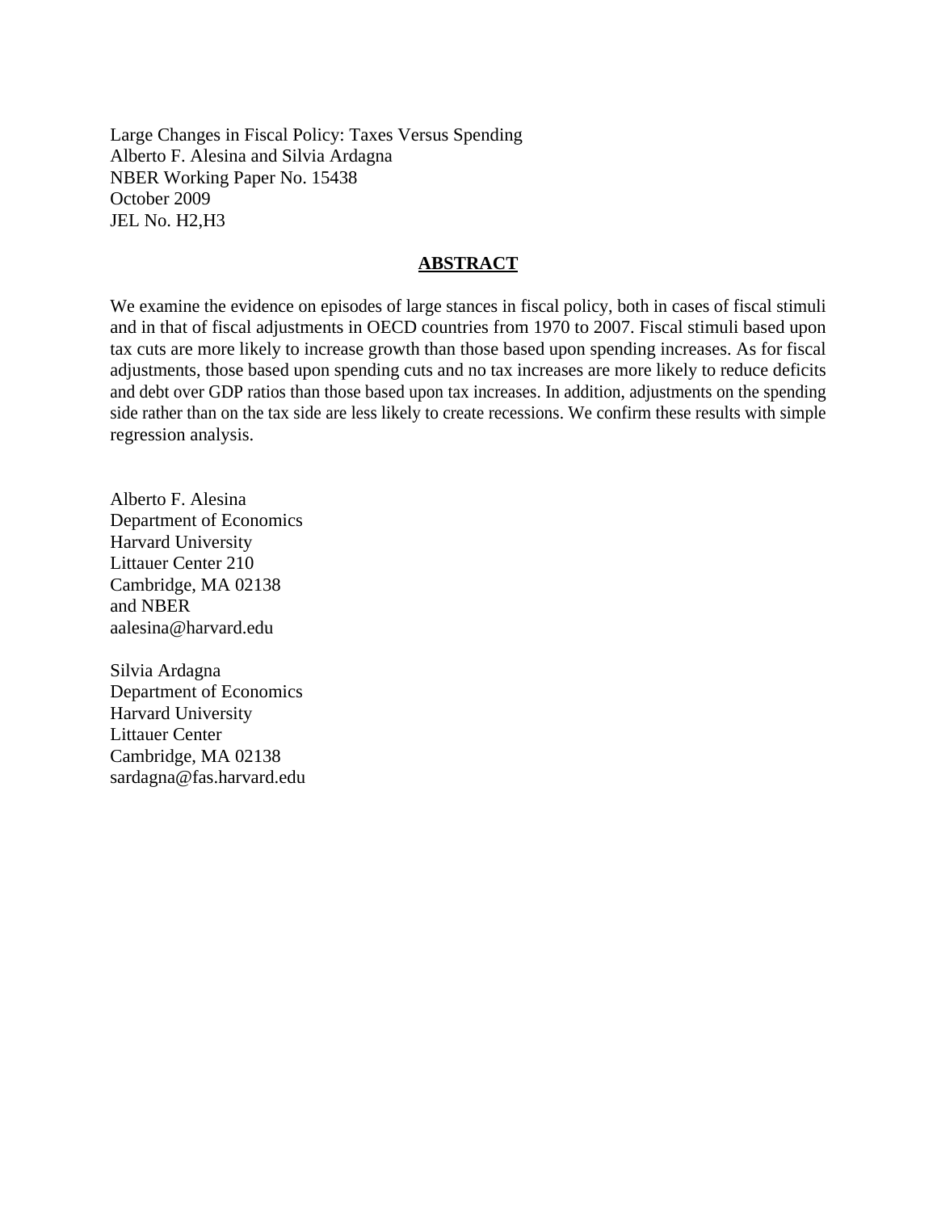Large Changes in Fiscal Policy: Taxes Versus Spending
Alberto F. Alesina and Silvia Ardagna
NBER Working Paper No. 15438
October 2009
JEL No. H2,H3

## ABSTRACT

We examine the evidence on episodes of large stances in fiscal policy, both in cases of fiscal stimuli and in that of fiscal adjustments in OECD countries from 1970 to 2007. Fiscal stimuli based upon tax cuts are more likely to increase growth than those based upon spending increases. As for fiscal adjustments, those based upon spending cuts and no tax increases are more likely to reduce deficits and debt over GDP ratios than those based upon tax increases. In addition, adjustments on the spending side rather than on the tax side are less likely to create recessions. We confirm these results with simple regression analysis.

Alberto F. Alesina
Department of Economics
Harvard University
Littauer Center 210
Cambridge, MA 02138
and NBER
aalesina@harvard.edu

Silvia Ardagna
Department of Economics
Harvard University
Littauer Center
Cambridge, MA 02138
sardagna@fas.harvard.edu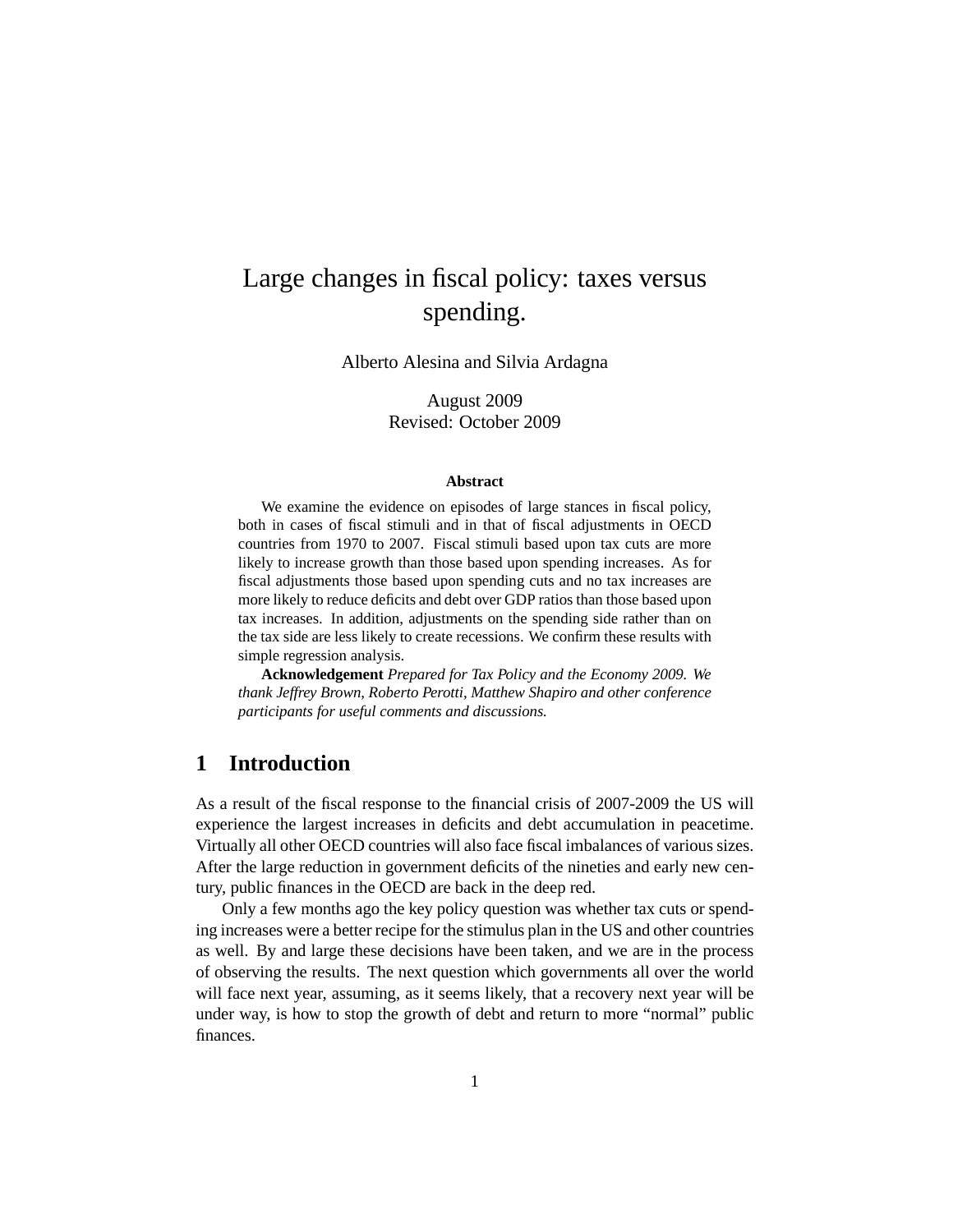# Large changes in fiscal policy: taxes versus spending.

Alberto Alesina and Silvia Ardagna

August 2009
Revised: October 2009

**Abstract**

We examine the evidence on episodes of large stances in fiscal policy, both in cases of fiscal stimuli and in that of fiscal adjustments in OECD countries from 1970 to 2007. Fiscal stimuli based upon tax cuts are more likely to increase growth than those based upon spending increases. As for fiscal adjustments those based upon spending cuts and no tax increases are more likely to reduce deficits and debt over GDP ratios than those based upon tax increases. In addition, adjustments on the spending side rather than on the tax side are less likely to create recessions. We confirm these results with simple regression analysis.

**Acknowledgement** *Prepared for Tax Policy and the Economy 2009. We thank Jeffrey Brown, Roberto Perotti, Matthew Shapiro and other conference participants for useful comments and discussions.*

## 1 Introduction

As a result of the fiscal response to the financial crisis of 2007-2009 the US will experience the largest increases in deficits and debt accumulation in peacetime. Virtually all other OECD countries will also face fiscal imbalances of various sizes. After the large reduction in government deficits of the nineties and early new century, public finances in the OECD are back in the deep red.

Only a few months ago the key policy question was whether tax cuts or spending increases were a better recipe for the stimulus plan in the US and other countries as well. By and large these decisions have been taken, and we are in the process of observing the results. The next question which governments all over the world will face next year, assuming, as it seems likely, that a recovery next year will be under way, is how to stop the growth of debt and return to more "normal" public finances.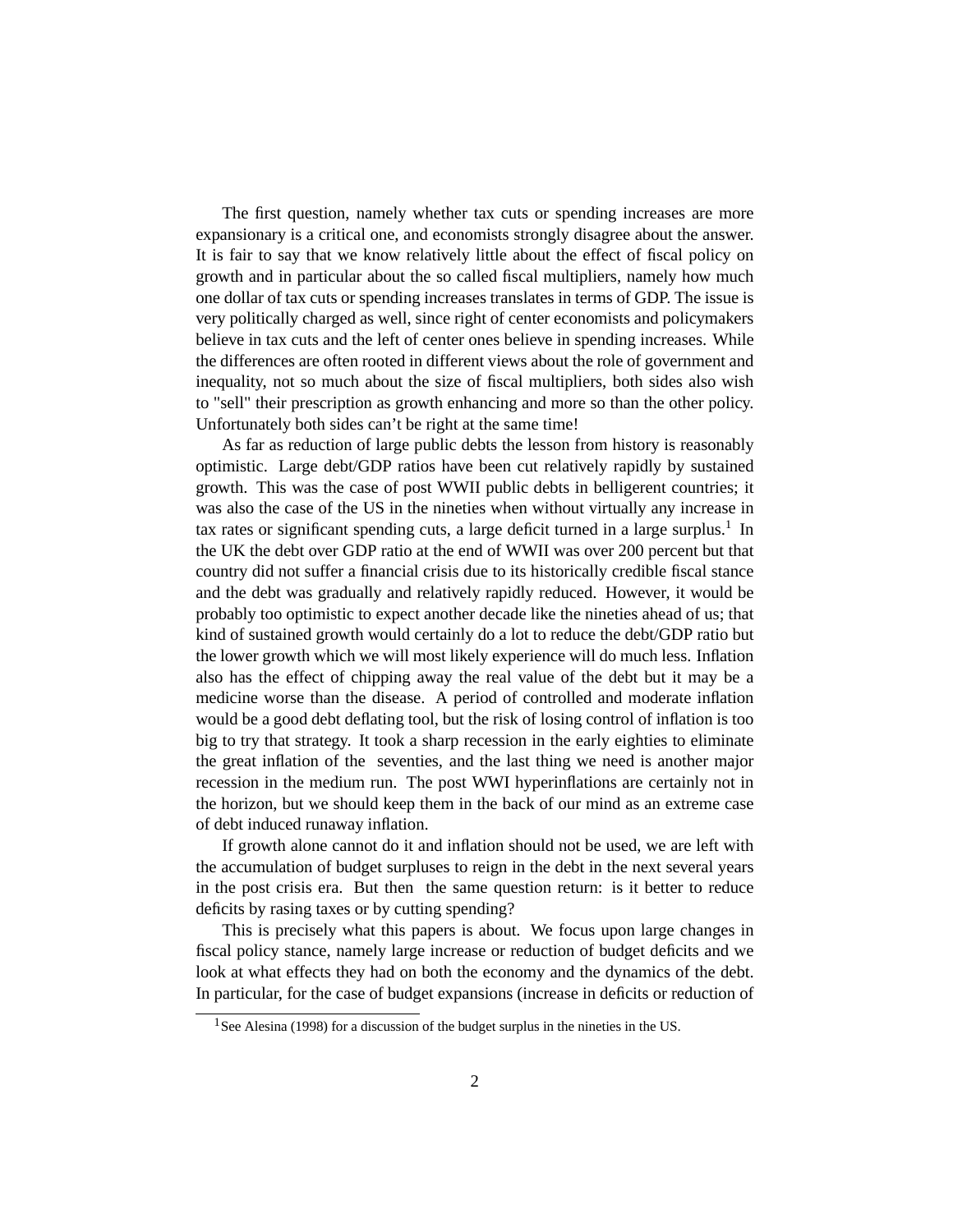The first question, namely whether tax cuts or spending increases are more expansionary is a critical one, and economists strongly disagree about the answer. It is fair to say that we know relatively little about the effect of fiscal policy on growth and in particular about the so called fiscal multipliers, namely how much one dollar of tax cuts or spending increases translates in terms of GDP. The issue is very politically charged as well, since right of center economists and policymakers believe in tax cuts and the left of center ones believe in spending increases. While the differences are often rooted in different views about the role of government and inequality, not so much about the size of fiscal multipliers, both sides also wish to "sell" their prescription as growth enhancing and more so than the other policy. Unfortunately both sides can't be right at the same time!

As far as reduction of large public debts the lesson from history is reasonably optimistic. Large debt/GDP ratios have been cut relatively rapidly by sustained growth. This was the case of post WWII public debts in belligerent countries; it was also the case of the US in the nineties when without virtually any increase in tax rates or significant spending cuts, a large deficit turned in a large surplus.[1] In the UK the debt over GDP ratio at the end of WWII was over 200 percent but that country did not suffer a financial crisis due to its historically credible fiscal stance and the debt was gradually and relatively rapidly reduced. However, it would be probably too optimistic to expect another decade like the nineties ahead of us; that kind of sustained growth would certainly do a lot to reduce the debt/GDP ratio but the lower growth which we will most likely experience will do much less. Inflation also has the effect of chipping away the real value of the debt but it may be a medicine worse than the disease. A period of controlled and moderate inflation would be a good debt deflating tool, but the risk of losing control of inflation is too big to try that strategy. It took a sharp recession in the early eighties to eliminate the great inflation of the seventies, and the last thing we need is another major recession in the medium run. The post WWI hyperinflations are certainly not in the horizon, but we should keep them in the back of our mind as an extreme case of debt induced runaway inflation.

If growth alone cannot do it and inflation should not be used, we are left with the accumulation of budget surpluses to reign in the debt in the next several years in the post crisis era. But then the same question return: is it better to reduce deficits by rasing taxes or by cutting spending?

This is precisely what this papers is about. We focus upon large changes in fiscal policy stance, namely large increase or reduction of budget deficits and we look at what effects they had on both the economy and the dynamics of the debt. In particular, for the case of budget expansions (increase in deficits or reduction of

[1] See Alesina (1998) for a discussion of the budget surplus in the nineties in the US.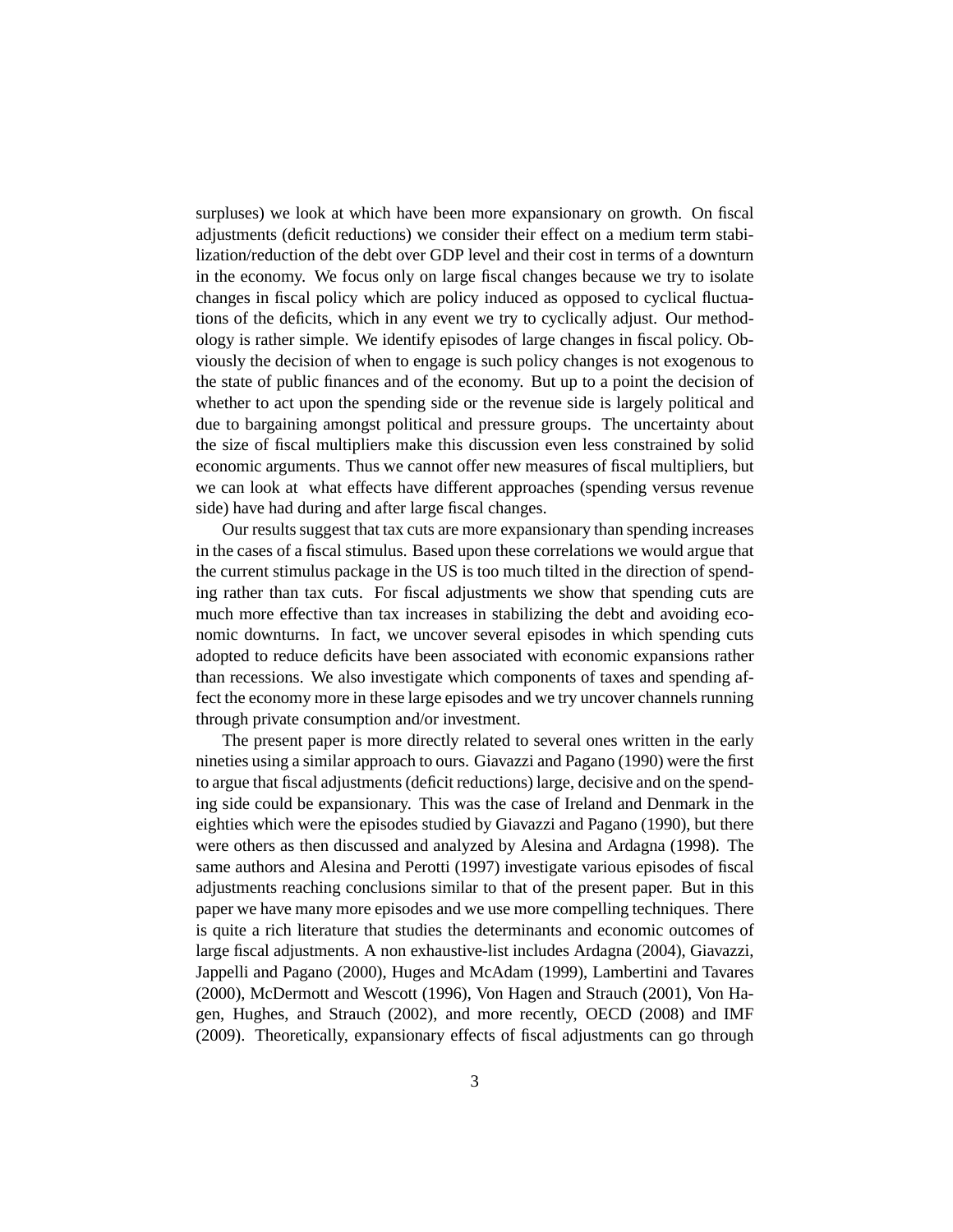surpluses) we look at which have been more expansionary on growth. On fiscal adjustments (deficit reductions) we consider their effect on a medium term stabilization/reduction of the debt over GDP level and their cost in terms of a downturn in the economy. We focus only on large fiscal changes because we try to isolate changes in fiscal policy which are policy induced as opposed to cyclical fluctuations of the deficits, which in any event we try to cyclically adjust. Our methodology is rather simple. We identify episodes of large changes in fiscal policy. Obviously the decision of when to engage is such policy changes is not exogenous to the state of public finances and of the economy. But up to a point the decision of whether to act upon the spending side or the revenue side is largely political and due to bargaining amongst political and pressure groups. The uncertainty about the size of fiscal multipliers make this discussion even less constrained by solid economic arguments. Thus we cannot offer new measures of fiscal multipliers, but we can look at what effects have different approaches (spending versus revenue side) have had during and after large fiscal changes.

Our results suggest that tax cuts are more expansionary than spending increases in the cases of a fiscal stimulus. Based upon these correlations we would argue that the current stimulus package in the US is too much tilted in the direction of spending rather than tax cuts. For fiscal adjustments we show that spending cuts are much more effective than tax increases in stabilizing the debt and avoiding economic downturns. In fact, we uncover several episodes in which spending cuts adopted to reduce deficits have been associated with economic expansions rather than recessions. We also investigate which components of taxes and spending affect the economy more in these large episodes and we try uncover channels running through private consumption and/or investment.

The present paper is more directly related to several ones written in the early nineties using a similar approach to ours. Giavazzi and Pagano (1990) were the first to argue that fiscal adjustments (deficit reductions) large, decisive and on the spending side could be expansionary. This was the case of Ireland and Denmark in the eighties which were the episodes studied by Giavazzi and Pagano (1990), but there were others as then discussed and analyzed by Alesina and Ardagna (1998). The same authors and Alesina and Perotti (1997) investigate various episodes of fiscal adjustments reaching conclusions similar to that of the present paper. But in this paper we have many more episodes and we use more compelling techniques. There is quite a rich literature that studies the determinants and economic outcomes of large fiscal adjustments. A non exhaustive-list includes Ardagna (2004), Giavazzi, Jappelli and Pagano (2000), Huges and McAdam (1999), Lambertini and Tavares (2000), McDermott and Wescott (1996), Von Hagen and Strauch (2001), Von Hagen, Hughes, and Strauch (2002), and more recently, OECD (2008) and IMF (2009). Theoretically, expansionary effects of fiscal adjustments can go through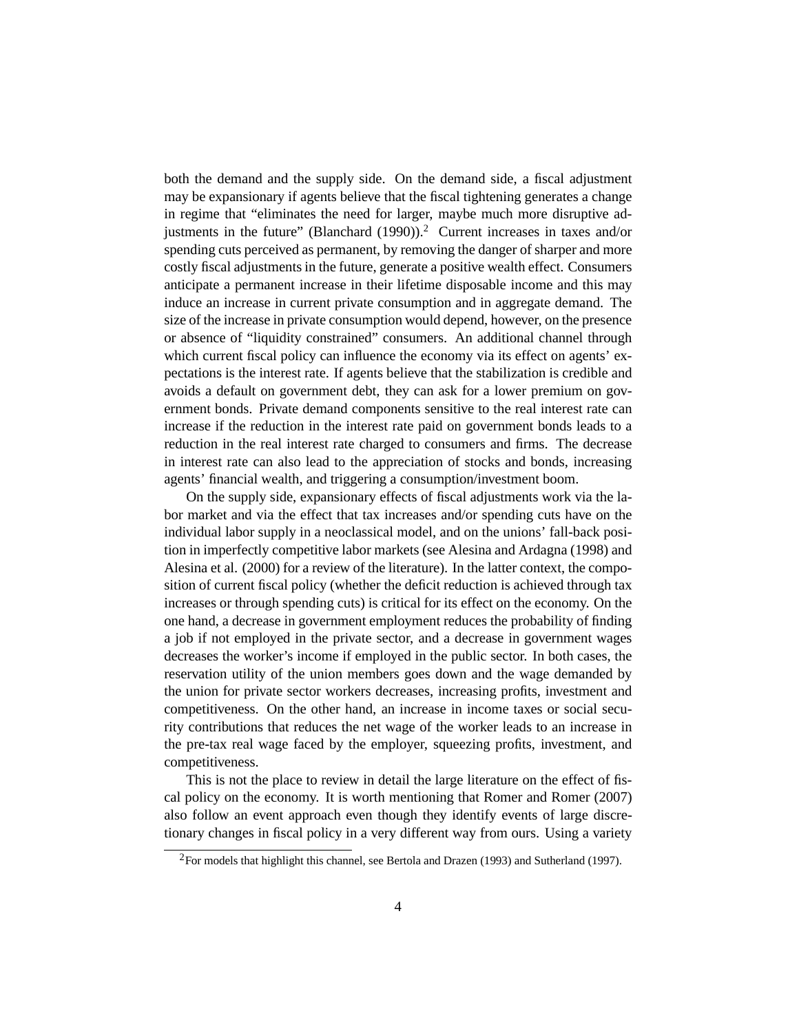both the demand and the supply side. On the demand side, a fiscal adjustment may be expansionary if agents believe that the fiscal tightening generates a change in regime that "eliminates the need for larger, maybe much more disruptive adjustments in the future" (Blanchard (1990)).[2] Current increases in taxes and/or spending cuts perceived as permanent, by removing the danger of sharper and more costly fiscal adjustments in the future, generate a positive wealth effect. Consumers anticipate a permanent increase in their lifetime disposable income and this may induce an increase in current private consumption and in aggregate demand. The size of the increase in private consumption would depend, however, on the presence or absence of "liquidity constrained" consumers. An additional channel through which current fiscal policy can influence the economy via its effect on agents' expectations is the interest rate. If agents believe that the stabilization is credible and avoids a default on government debt, they can ask for a lower premium on government bonds. Private demand components sensitive to the real interest rate can increase if the reduction in the interest rate paid on government bonds leads to a reduction in the real interest rate charged to consumers and firms. The decrease in interest rate can also lead to the appreciation of stocks and bonds, increasing agents' financial wealth, and triggering a consumption/investment boom.

On the supply side, expansionary effects of fiscal adjustments work via the labor market and via the effect that tax increases and/or spending cuts have on the individual labor supply in a neoclassical model, and on the unions' fall-back position in imperfectly competitive labor markets (see Alesina and Ardagna (1998) and Alesina et al. (2000) for a review of the literature). In the latter context, the composition of current fiscal policy (whether the deficit reduction is achieved through tax increases or through spending cuts) is critical for its effect on the economy. On the one hand, a decrease in government employment reduces the probability of finding a job if not employed in the private sector, and a decrease in government wages decreases the worker's income if employed in the public sector. In both cases, the reservation utility of the union members goes down and the wage demanded by the union for private sector workers decreases, increasing profits, investment and competitiveness. On the other hand, an increase in income taxes or social security contributions that reduces the net wage of the worker leads to an increase in the pre-tax real wage faced by the employer, squeezing profits, investment, and competitiveness.

This is not the place to review in detail the large literature on the effect of fiscal policy on the economy. It is worth mentioning that Romer and Romer (2007) also follow an event approach even though they identify events of large discretionary changes in fiscal policy in a very different way from ours. Using a variety

[2] For models that highlight this channel, see Bertola and Drazen (1993) and Sutherland (1997).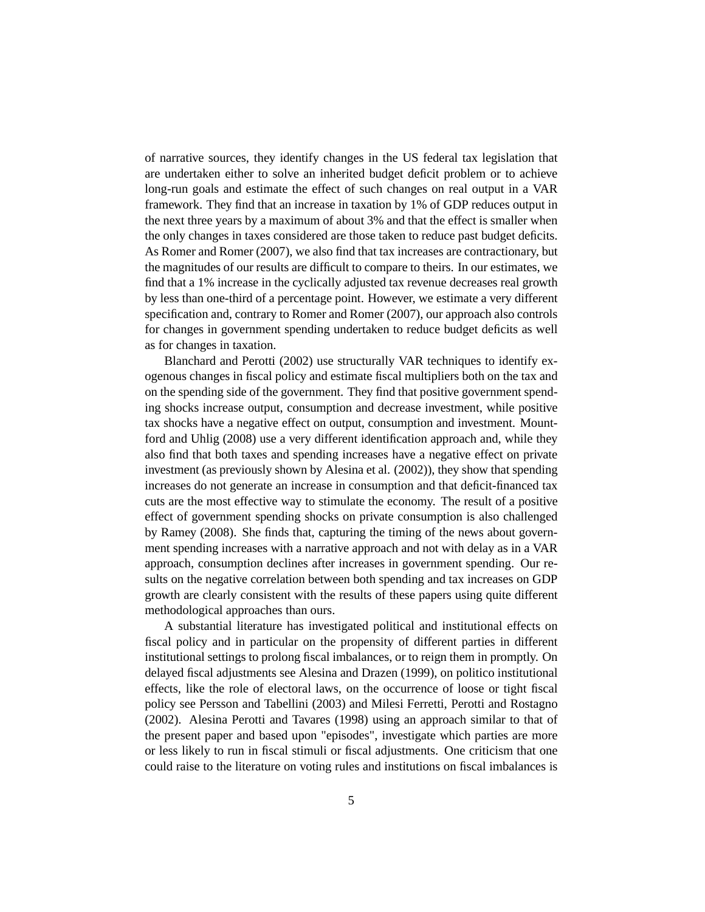of narrative sources, they identify changes in the US federal tax legislation that are undertaken either to solve an inherited budget deficit problem or to achieve long-run goals and estimate the effect of such changes on real output in a VAR framework. They find that an increase in taxation by 1% of GDP reduces output in the next three years by a maximum of about 3% and that the effect is smaller when the only changes in taxes considered are those taken to reduce past budget deficits. As Romer and Romer (2007), we also find that tax increases are contractionary, but the magnitudes of our results are difficult to compare to theirs. In our estimates, we find that a 1% increase in the cyclically adjusted tax revenue decreases real growth by less than one-third of a percentage point. However, we estimate a very different specification and, contrary to Romer and Romer (2007), our approach also controls for changes in government spending undertaken to reduce budget deficits as well as for changes in taxation.

Blanchard and Perotti (2002) use structurally VAR techniques to identify exogenous changes in fiscal policy and estimate fiscal multipliers both on the tax and on the spending side of the government. They find that positive government spending shocks increase output, consumption and decrease investment, while positive tax shocks have a negative effect on output, consumption and investment. Mountford and Uhlig (2008) use a very different identification approach and, while they also find that both taxes and spending increases have a negative effect on private investment (as previously shown by Alesina et al. (2002)), they show that spending increases do not generate an increase in consumption and that deficit-financed tax cuts are the most effective way to stimulate the economy. The result of a positive effect of government spending shocks on private consumption is also challenged by Ramey (2008). She finds that, capturing the timing of the news about government spending increases with a narrative approach and not with delay as in a VAR approach, consumption declines after increases in government spending. Our results on the negative correlation between both spending and tax increases on GDP growth are clearly consistent with the results of these papers using quite different methodological approaches than ours.

A substantial literature has investigated political and institutional effects on fiscal policy and in particular on the propensity of different parties in different institutional settings to prolong fiscal imbalances, or to reign them in promptly. On delayed fiscal adjustments see Alesina and Drazen (1999), on politico institutional effects, like the role of electoral laws, on the occurrence of loose or tight fiscal policy see Persson and Tabellini (2003) and Milesi Ferretti, Perotti and Rostagno (2002). Alesina Perotti and Tavares (1998) using an approach similar to that of the present paper and based upon "episodes", investigate which parties are more or less likely to run in fiscal stimuli or fiscal adjustments. One criticism that one could raise to the literature on voting rules and institutions on fiscal imbalances is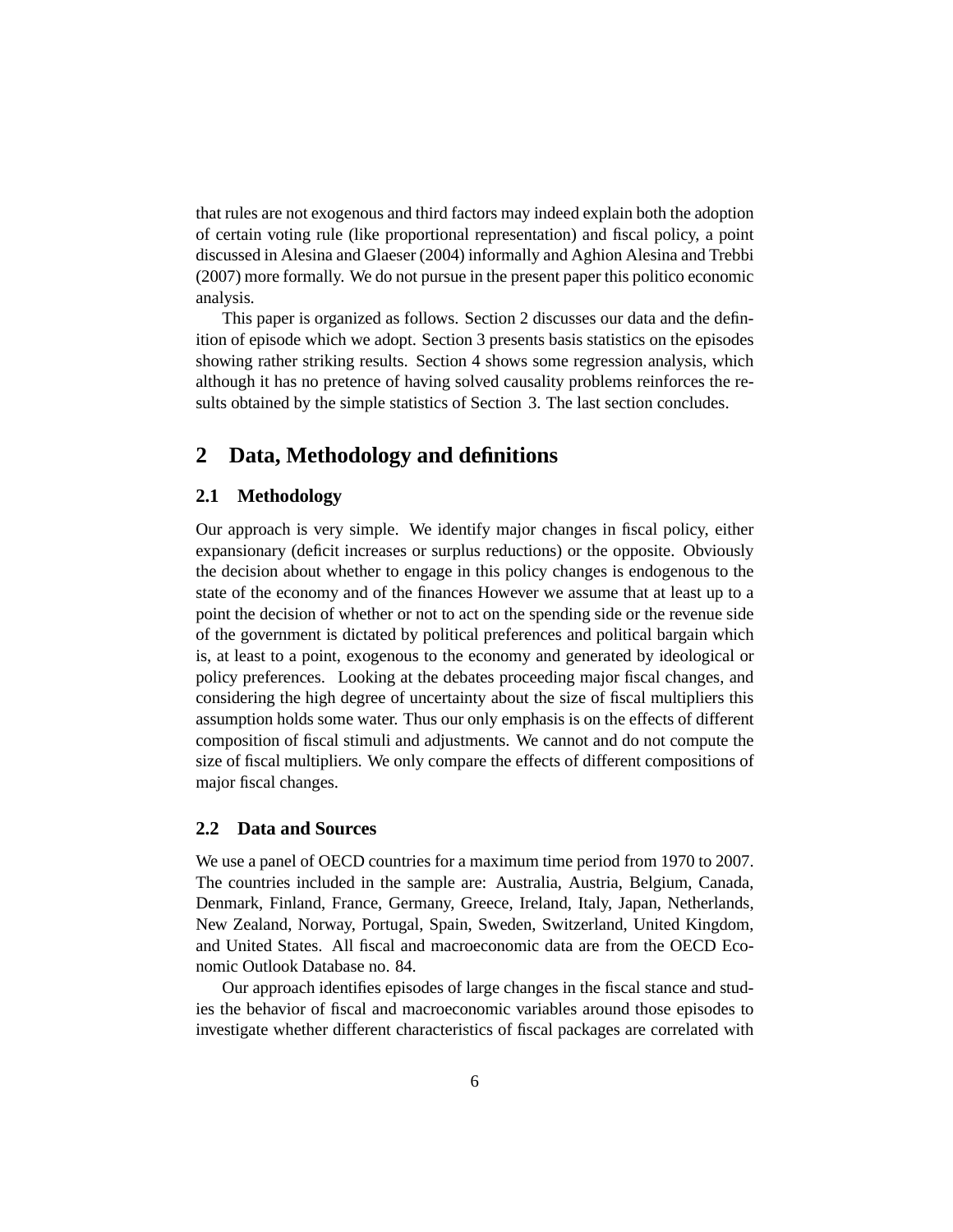that rules are not exogenous and third factors may indeed explain both the adoption of certain voting rule (like proportional representation) and fiscal policy, a point discussed in Alesina and Glaeser (2004) informally and Aghion Alesina and Trebbi (2007) more formally. We do not pursue in the present paper this politico economic analysis.

This paper is organized as follows. Section 2 discusses our data and the definition of episode which we adopt. Section 3 presents basis statistics on the episodes showing rather striking results. Section 4 shows some regression analysis, which although it has no pretence of having solved causality problems reinforces the results obtained by the simple statistics of Section 3. The last section concludes.

## 2 Data, Methodology and definitions

### 2.1 Methodology

Our approach is very simple. We identify major changes in fiscal policy, either expansionary (deficit increases or surplus reductions) or the opposite. Obviously the decision about whether to engage in this policy changes is endogenous to the state of the economy and of the finances However we assume that at least up to a point the decision of whether or not to act on the spending side or the revenue side of the government is dictated by political preferences and political bargain which is, at least to a point, exogenous to the economy and generated by ideological or policy preferences. Looking at the debates proceeding major fiscal changes, and considering the high degree of uncertainty about the size of fiscal multipliers this assumption holds some water. Thus our only emphasis is on the effects of different composition of fiscal stimuli and adjustments. We cannot and do not compute the size of fiscal multipliers. We only compare the effects of different compositions of major fiscal changes.

### 2.2 Data and Sources

We use a panel of OECD countries for a maximum time period from 1970 to 2007. The countries included in the sample are: Australia, Austria, Belgium, Canada, Denmark, Finland, France, Germany, Greece, Ireland, Italy, Japan, Netherlands, New Zealand, Norway, Portugal, Spain, Sweden, Switzerland, United Kingdom, and United States. All fiscal and macroeconomic data are from the OECD Economic Outlook Database no. 84.

Our approach identifies episodes of large changes in the fiscal stance and studies the behavior of fiscal and macroeconomic variables around those episodes to investigate whether different characteristics of fiscal packages are correlated with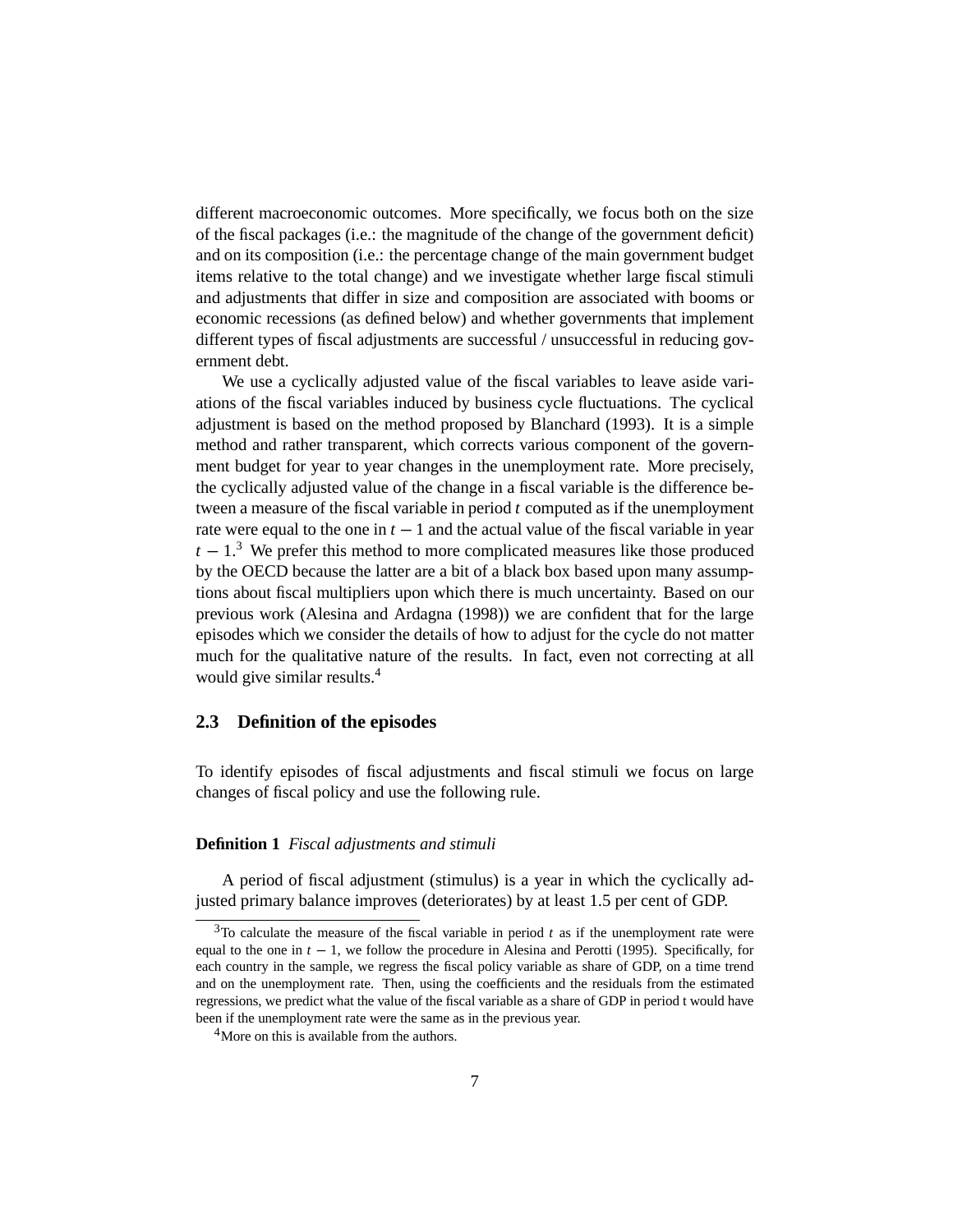different macroeconomic outcomes. More specifically, we focus both on the size of the fiscal packages (i.e.: the magnitude of the change of the government deficit) and on its composition (i.e.: the percentage change of the main government budget items relative to the total change) and we investigate whether large fiscal stimuli and adjustments that differ in size and composition are associated with booms or economic recessions (as defined below) and whether governments that implement different types of fiscal adjustments are successful / unsuccessful in reducing government debt.

We use a cyclically adjusted value of the fiscal variables to leave aside variations of the fiscal variables induced by business cycle fluctuations. The cyclical adjustment is based on the method proposed by Blanchard (1993). It is a simple method and rather transparent, which corrects various component of the government budget for year to year changes in the unemployment rate. More precisely, the cyclically adjusted value of the change in a fiscal variable is the difference between a measure of the fiscal variable in period $t$ computed as if the unemployment rate were equal to the one in $t - 1$ and the actual value of the fiscal variable in year $t - 1$.[3] We prefer this method to more complicated measures like those produced by the OECD because the latter are a bit of a black box based upon many assumptions about fiscal multipliers upon which there is much uncertainty. Based on our previous work (Alesina and Ardagna (1998)) we are confident that for the large episodes which we consider the details of how to adjust for the cycle do not matter much for the qualitative nature of the results. In fact, even not correcting at all would give similar results.[4]

### 2.3 Definition of the episodes

To identify episodes of fiscal adjustments and fiscal stimuli we focus on large changes of fiscal policy and use the following rule.

**Definition 1** *Fiscal adjustments and stimuli*

A period of fiscal adjustment (stimulus) is a year in which the cyclically adjusted primary balance improves (deteriorates) by at least 1.5 per cent of GDP.

---

[3] To calculate the measure of the fiscal variable in period $t$ as if the unemployment rate were equal to the one in $t - 1$, we follow the procedure in Alesina and Perotti (1995). Specifically, for each country in the sample, we regress the fiscal policy variable as share of GDP, on a time trend and on the unemployment rate. Then, using the coefficients and the residuals from the estimated regressions, we predict what the value of the fiscal variable as a share of GDP in period t would have been if the unemployment rate were the same as in the previous year.

[4] More on this is available from the authors.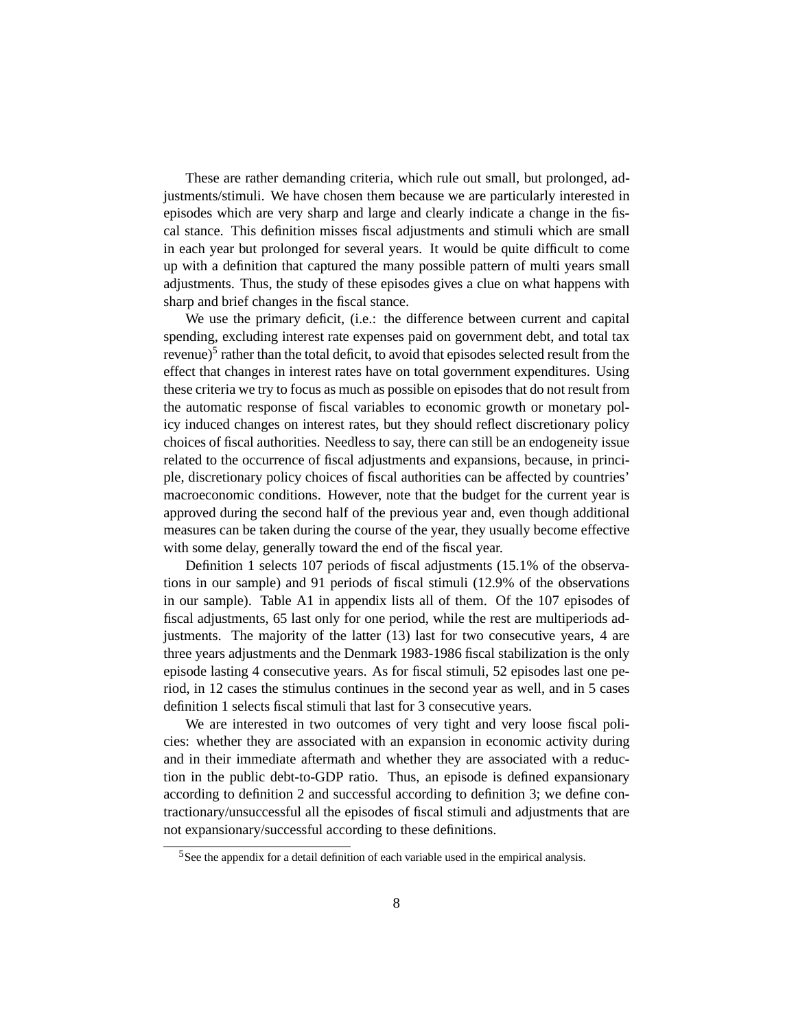These are rather demanding criteria, which rule out small, but prolonged, adjustments/stimuli. We have chosen them because we are particularly interested in episodes which are very sharp and large and clearly indicate a change in the fiscal stance. This definition misses fiscal adjustments and stimuli which are small in each year but prolonged for several years. It would be quite difficult to come up with a definition that captured the many possible pattern of multi years small adjustments. Thus, the study of these episodes gives a clue on what happens with sharp and brief changes in the fiscal stance.

We use the primary deficit, (i.e.: the difference between current and capital spending, excluding interest rate expenses paid on government debt, and total tax revenue)[5] rather than the total deficit, to avoid that episodes selected result from the effect that changes in interest rates have on total government expenditures. Using these criteria we try to focus as much as possible on episodes that do not result from the automatic response of fiscal variables to economic growth or monetary policy induced changes on interest rates, but they should reflect discretionary policy choices of fiscal authorities. Needless to say, there can still be an endogeneity issue related to the occurrence of fiscal adjustments and expansions, because, in principle, discretionary policy choices of fiscal authorities can be affected by countries' macroeconomic conditions. However, note that the budget for the current year is approved during the second half of the previous year and, even though additional measures can be taken during the course of the year, they usually become effective with some delay, generally toward the end of the fiscal year.

Definition 1 selects 107 periods of fiscal adjustments (15.1% of the observations in our sample) and 91 periods of fiscal stimuli (12.9% of the observations in our sample). Table A1 in appendix lists all of them. Of the 107 episodes of fiscal adjustments, 65 last only for one period, while the rest are multiperiods adjustments. The majority of the latter (13) last for two consecutive years, 4 are three years adjustments and the Denmark 1983-1986 fiscal stabilization is the only episode lasting 4 consecutive years. As for fiscal stimuli, 52 episodes last one period, in 12 cases the stimulus continues in the second year as well, and in 5 cases definition 1 selects fiscal stimuli that last for 3 consecutive years.

We are interested in two outcomes of very tight and very loose fiscal policies: whether they are associated with an expansion in economic activity during and in their immediate aftermath and whether they are associated with a reduction in the public debt-to-GDP ratio. Thus, an episode is defined expansionary according to definition 2 and successful according to definition 3; we define contractionary/unsuccessful all the episodes of fiscal stimuli and adjustments that are not expansionary/successful according to these definitions.

[5] See the appendix for a detail definition of each variable used in the empirical analysis.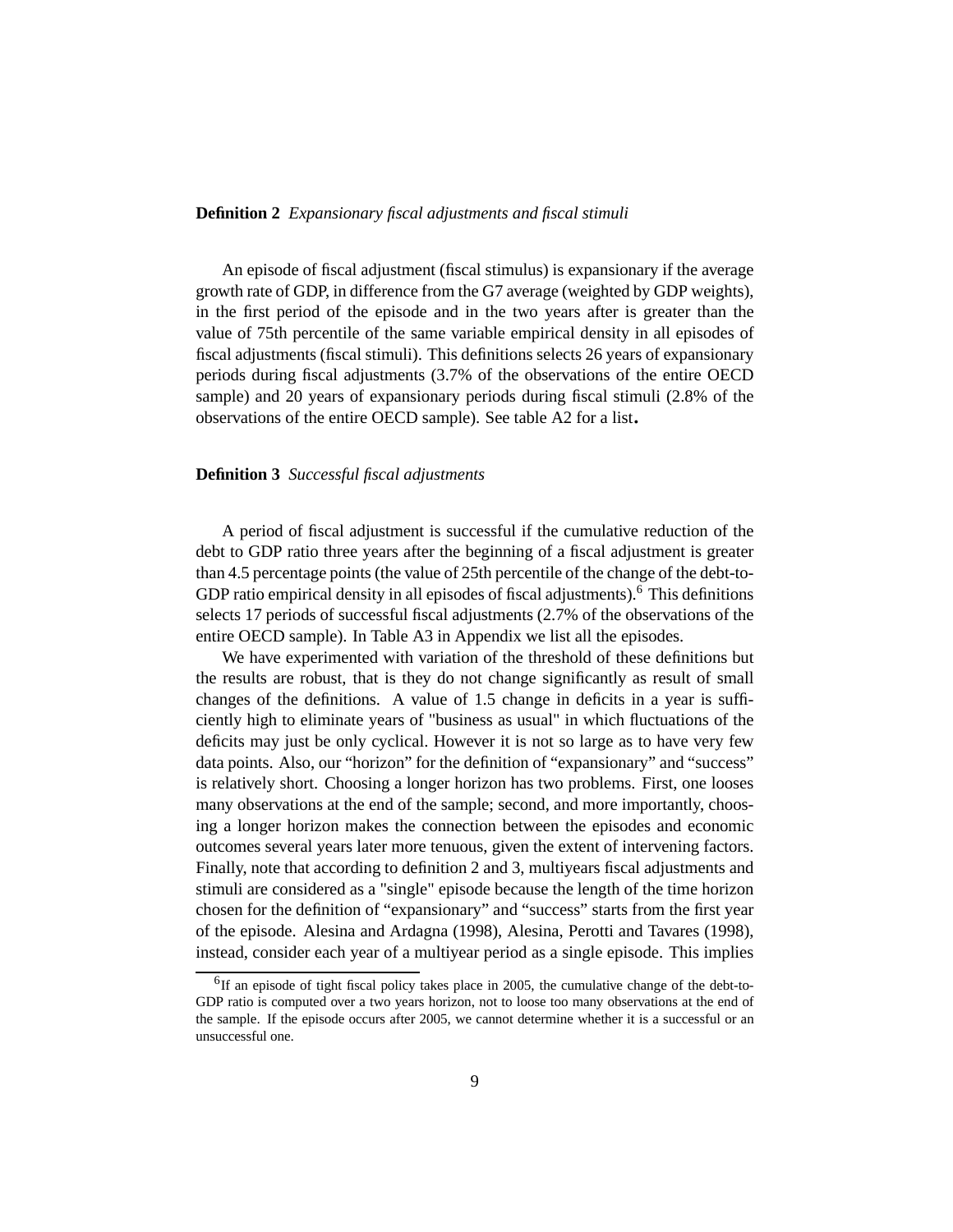**Definition 2** *Expansionary fiscal adjustments and fiscal stimuli*

An episode of fiscal adjustment (fiscal stimulus) is expansionary if the average growth rate of GDP, in difference from the G7 average (weighted by GDP weights), in the first period of the episode and in the two years after is greater than the value of 75th percentile of the same variable empirical density in all episodes of fiscal adjustments (fiscal stimuli). This definitions selects 26 years of expansionary periods during fiscal adjustments (3.7% of the observations of the entire OECD sample) and 20 years of expansionary periods during fiscal stimuli (2.8% of the observations of the entire OECD sample). See table A2 for a list**.**

**Definition 3** *Successful fiscal adjustments*

A period of fiscal adjustment is successful if the cumulative reduction of the debt to GDP ratio three years after the beginning of a fiscal adjustment is greater than 4.5 percentage points (the value of 25th percentile of the change of the debt-to-GDP ratio empirical density in all episodes of fiscal adjustments).[6] This definitions selects 17 periods of successful fiscal adjustments (2.7% of the observations of the entire OECD sample). In Table A3 in Appendix we list all the episodes.

We have experimented with variation of the threshold of these definitions but the results are robust, that is they do not change significantly as result of small changes of the definitions. A value of 1.5 change in deficits in a year is sufficiently high to eliminate years of "business as usual" in which fluctuations of the deficits may just be only cyclical. However it is not so large as to have very few data points. Also, our "horizon" for the definition of "expansionary" and "success" is relatively short. Choosing a longer horizon has two problems. First, one looses many observations at the end of the sample; second, and more importantly, choosing a longer horizon makes the connection between the episodes and economic outcomes several years later more tenuous, given the extent of intervening factors. Finally, note that according to definition 2 and 3, multiyears fiscal adjustments and stimuli are considered as a "single" episode because the length of the time horizon chosen for the definition of "expansionary" and "success" starts from the first year of the episode. Alesina and Ardagna (1998), Alesina, Perotti and Tavares (1998), instead, consider each year of a multiyear period as a single episode. This implies

[6] If an episode of tight fiscal policy takes place in 2005, the cumulative change of the debt-to-GDP ratio is computed over a two years horizon, not to loose too many observations at the end of the sample. If the episode occurs after 2005, we cannot determine whether it is a successful or an unsuccessful one.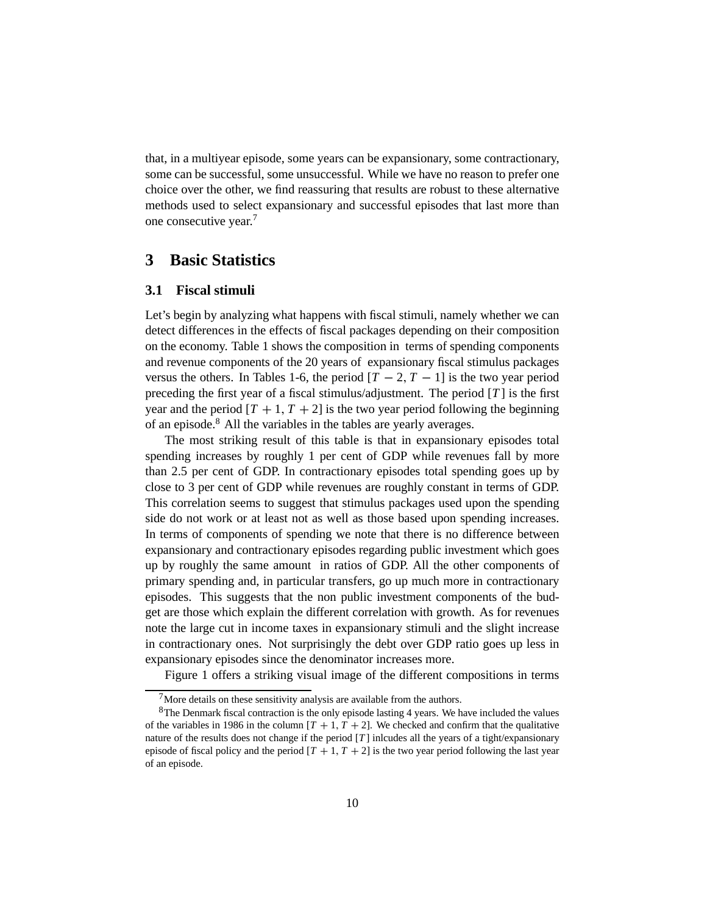that, in a multiyear episode, some years can be expansionary, some contractionary, some can be successful, some unsuccessful. While we have no reason to prefer one choice over the other, we find reassuring that results are robust to these alternative methods used to select expansionary and successful episodes that last more than one consecutive year.[7]

## 3 Basic Statistics

### 3.1 Fiscal stimuli

Let's begin by analyzing what happens with fiscal stimuli, namely whether we can detect differences in the effects of fiscal packages depending on their composition on the economy. Table 1 shows the composition in terms of spending components and revenue components of the 20 years of expansionary fiscal stimulus packages versus the others. In Tables 1-6, the period $[T-2, T-1]$ is the two year period preceding the first year of a fiscal stimulus/adjustment. The period $[T]$ is the first year and the period $[T+1, T+2]$ is the two year period following the beginning of an episode.[8] All the variables in the tables are yearly averages.

The most striking result of this table is that in expansionary episodes total spending increases by roughly 1 per cent of GDP while revenues fall by more than 2.5 per cent of GDP. In contractionary episodes total spending goes up by close to 3 per cent of GDP while revenues are roughly constant in terms of GDP. This correlation seems to suggest that stimulus packages used upon the spending side do not work or at least not as well as those based upon spending increases. In terms of components of spending we note that there is no difference between expansionary and contractionary episodes regarding public investment which goes up by roughly the same amount in ratios of GDP. All the other components of primary spending and, in particular transfers, go up much more in contractionary episodes. This suggests that the non public investment components of the budget are those which explain the different correlation with growth. As for revenues note the large cut in income taxes in expansionary stimuli and the slight increase in contractionary ones. Not surprisingly the debt over GDP ratio goes up less in expansionary episodes since the denominator increases more.

Figure 1 offers a striking visual image of the different compositions in terms

[7] More details on these sensitivity analysis are available from the authors.

[8] The Denmark fiscal contraction is the only episode lasting 4 years. We have included the values of the variables in 1986 in the column $[T+1, T+2]$. We checked and confirm that the qualitative nature of the results does not change if the period $[T]$ inlcudes all the years of a tight/expansionary episode of fiscal policy and the period $[T+1, T+2]$ is the two year period following the last year of an episode.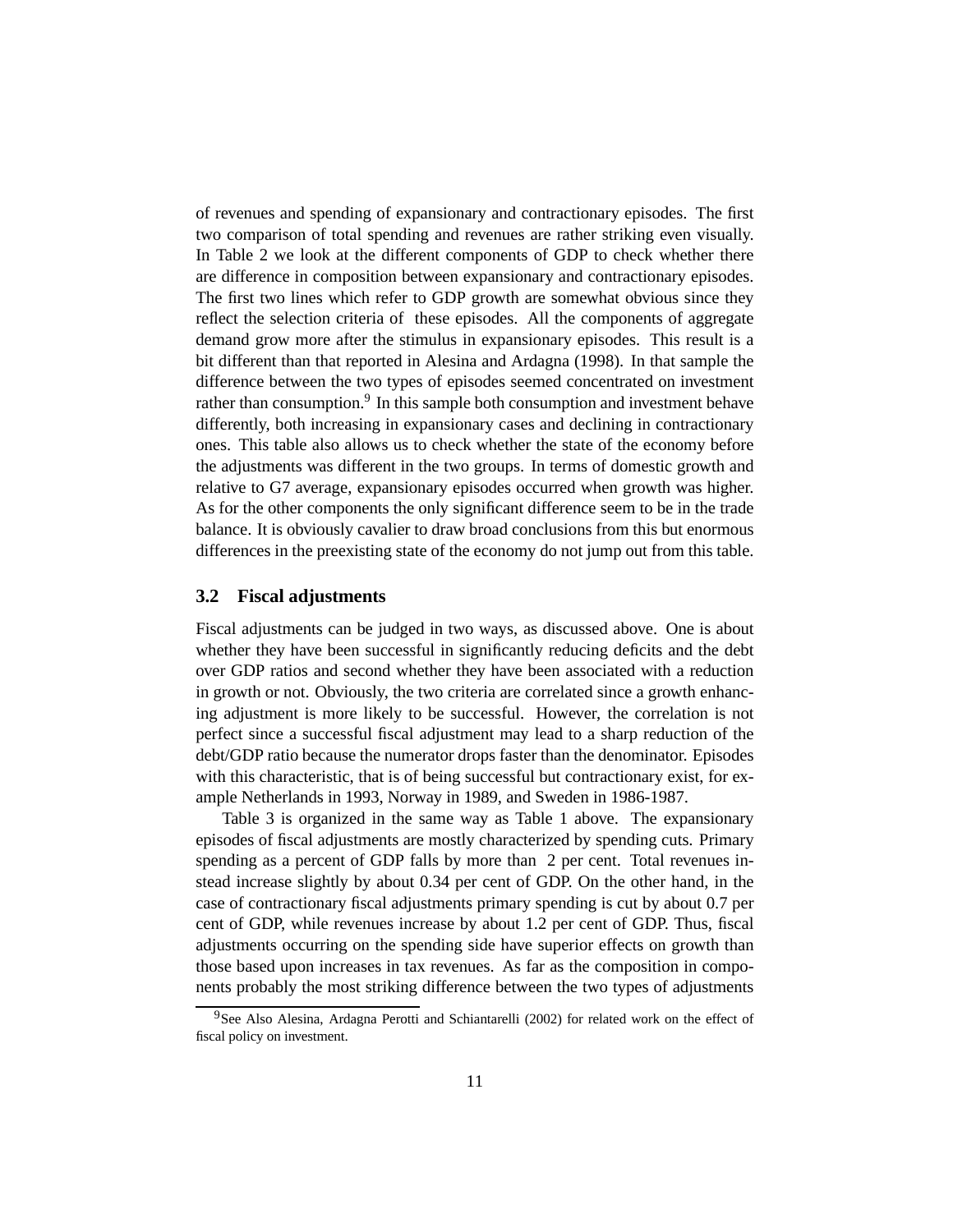of revenues and spending of expansionary and contractionary episodes. The first two comparison of total spending and revenues are rather striking even visually. In Table 2 we look at the different components of GDP to check whether there are difference in composition between expansionary and contractionary episodes. The first two lines which refer to GDP growth are somewhat obvious since they reflect the selection criteria of these episodes. All the components of aggregate demand grow more after the stimulus in expansionary episodes. This result is a bit different than that reported in Alesina and Ardagna (1998). In that sample the difference between the two types of episodes seemed concentrated on investment rather than consumption.[9] In this sample both consumption and investment behave differently, both increasing in expansionary cases and declining in contractionary ones. This table also allows us to check whether the state of the economy before the adjustments was different in the two groups. In terms of domestic growth and relative to G7 average, expansionary episodes occurred when growth was higher. As for the other components the only significant difference seem to be in the trade balance. It is obviously cavalier to draw broad conclusions from this but enormous differences in the preexisting state of the economy do not jump out from this table.

## 3.2 Fiscal adjustments

Fiscal adjustments can be judged in two ways, as discussed above. One is about whether they have been successful in significantly reducing deficits and the debt over GDP ratios and second whether they have been associated with a reduction in growth or not. Obviously, the two criteria are correlated since a growth enhancing adjustment is more likely to be successful. However, the correlation is not perfect since a successful fiscal adjustment may lead to a sharp reduction of the debt/GDP ratio because the numerator drops faster than the denominator. Episodes with this characteristic, that is of being successful but contractionary exist, for example Netherlands in 1993, Norway in 1989, and Sweden in 1986-1987.

Table 3 is organized in the same way as Table 1 above. The expansionary episodes of fiscal adjustments are mostly characterized by spending cuts. Primary spending as a percent of GDP falls by more than 2 per cent. Total revenues instead increase slightly by about 0.34 per cent of GDP. On the other hand, in the case of contractionary fiscal adjustments primary spending is cut by about 0.7 per cent of GDP, while revenues increase by about 1.2 per cent of GDP. Thus, fiscal adjustments occurring on the spending side have superior effects on growth than those based upon increases in tax revenues. As far as the composition in components probably the most striking difference between the two types of adjustments

[9] See Also Alesina, Ardagna Perotti and Schiantarelli (2002) for related work on the effect of fiscal policy on investment.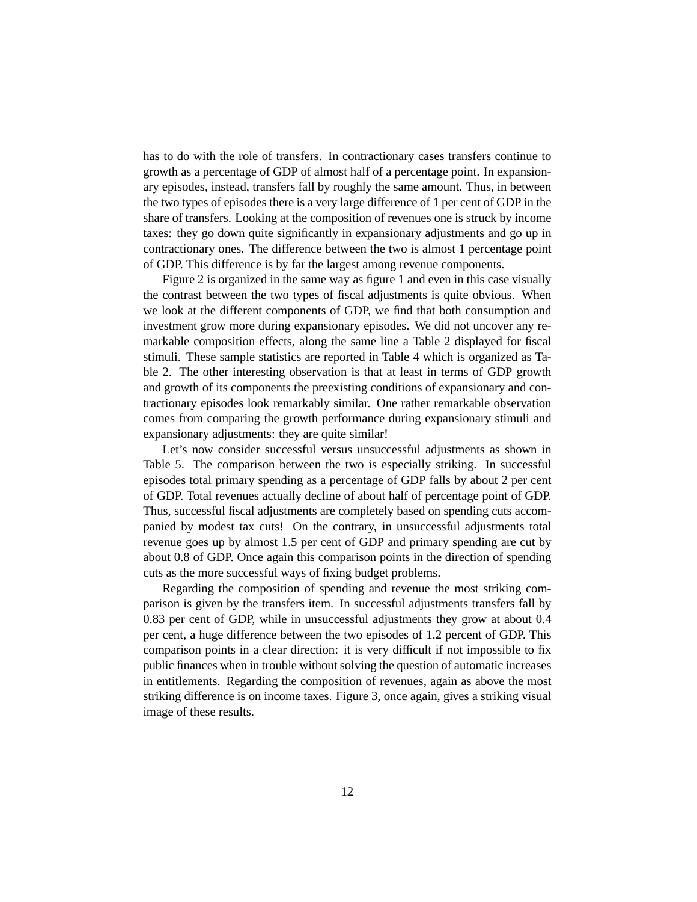has to do with the role of transfers. In contractionary cases transfers continue to growth as a percentage of GDP of almost half of a percentage point. In expansionary episodes, instead, transfers fall by roughly the same amount. Thus, in between the two types of episodes there is a very large difference of 1 per cent of GDP in the share of transfers. Looking at the composition of revenues one is struck by income taxes: they go down quite significantly in expansionary adjustments and go up in contractionary ones. The difference between the two is almost 1 percentage point of GDP. This difference is by far the largest among revenue components.

Figure 2 is organized in the same way as figure 1 and even in this case visually the contrast between the two types of fiscal adjustments is quite obvious. When we look at the different components of GDP, we find that both consumption and investment grow more during expansionary episodes. We did not uncover any remarkable composition effects, along the same line a Table 2 displayed for fiscal stimuli. These sample statistics are reported in Table 4 which is organized as Table 2. The other interesting observation is that at least in terms of GDP growth and growth of its components the preexisting conditions of expansionary and contractionary episodes look remarkably similar. One rather remarkable observation comes from comparing the growth performance during expansionary stimuli and expansionary adjustments: they are quite similar!

Let's now consider successful versus unsuccessful adjustments as shown in Table 5. The comparison between the two is especially striking. In successful episodes total primary spending as a percentage of GDP falls by about 2 per cent of GDP. Total revenues actually decline of about half of percentage point of GDP. Thus, successful fiscal adjustments are completely based on spending cuts accompanied by modest tax cuts! On the contrary, in unsuccessful adjustments total revenue goes up by almost 1.5 per cent of GDP and primary spending are cut by about 0.8 of GDP. Once again this comparison points in the direction of spending cuts as the more successful ways of fixing budget problems.

Regarding the composition of spending and revenue the most striking comparison is given by the transfers item. In successful adjustments transfers fall by 0.83 per cent of GDP, while in unsuccessful adjustments they grow at about 0.4 per cent, a huge difference between the two episodes of 1.2 percent of GDP. This comparison points in a clear direction: it is very difficult if not impossible to fix public finances when in trouble without solving the question of automatic increases in entitlements. Regarding the composition of revenues, again as above the most striking difference is on income taxes. Figure 3, once again, gives a striking visual image of these results.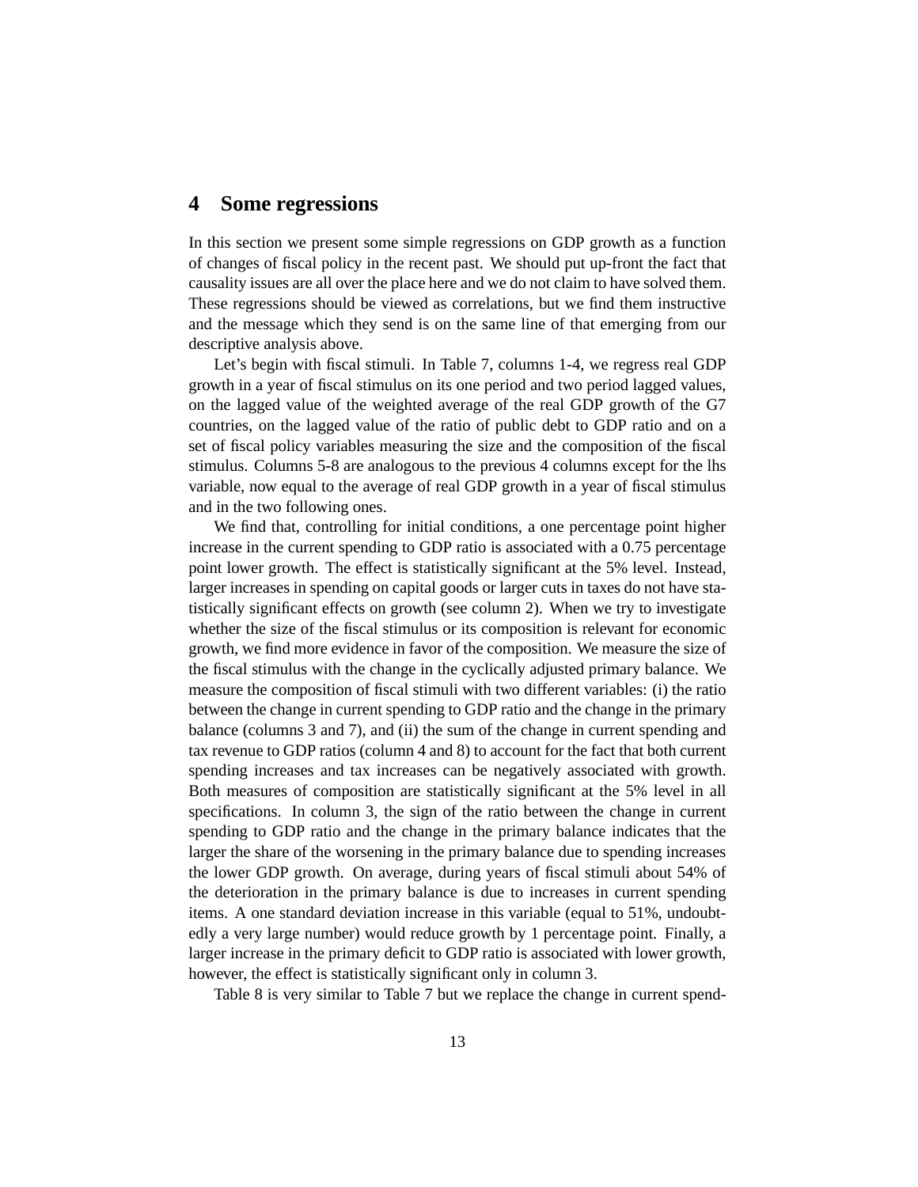## 4 Some regressions

In this section we present some simple regressions on GDP growth as a function of changes of fiscal policy in the recent past. We should put up-front the fact that causality issues are all over the place here and we do not claim to have solved them. These regressions should be viewed as correlations, but we find them instructive and the message which they send is on the same line of that emerging from our descriptive analysis above.

Let's begin with fiscal stimuli. In Table 7, columns 1-4, we regress real GDP growth in a year of fiscal stimulus on its one period and two period lagged values, on the lagged value of the weighted average of the real GDP growth of the G7 countries, on the lagged value of the ratio of public debt to GDP ratio and on a set of fiscal policy variables measuring the size and the composition of the fiscal stimulus. Columns 5-8 are analogous to the previous 4 columns except for the lhs variable, now equal to the average of real GDP growth in a year of fiscal stimulus and in the two following ones.

We find that, controlling for initial conditions, a one percentage point higher increase in the current spending to GDP ratio is associated with a 0.75 percentage point lower growth. The effect is statistically significant at the 5% level. Instead, larger increases in spending on capital goods or larger cuts in taxes do not have statistically significant effects on growth (see column 2). When we try to investigate whether the size of the fiscal stimulus or its composition is relevant for economic growth, we find more evidence in favor of the composition. We measure the size of the fiscal stimulus with the change in the cyclically adjusted primary balance. We measure the composition of fiscal stimuli with two different variables: (i) the ratio between the change in current spending to GDP ratio and the change in the primary balance (columns 3 and 7), and (ii) the sum of the change in current spending and tax revenue to GDP ratios (column 4 and 8) to account for the fact that both current spending increases and tax increases can be negatively associated with growth. Both measures of composition are statistically significant at the 5% level in all specifications. In column 3, the sign of the ratio between the change in current spending to GDP ratio and the change in the primary balance indicates that the larger the share of the worsening in the primary balance due to spending increases the lower GDP growth. On average, during years of fiscal stimuli about 54% of the deterioration in the primary balance is due to increases in current spending items. A one standard deviation increase in this variable (equal to 51%, undoubtedly a very large number) would reduce growth by 1 percentage point. Finally, a larger increase in the primary deficit to GDP ratio is associated with lower growth, however, the effect is statistically significant only in column 3.

Table 8 is very similar to Table 7 but we replace the change in current spend-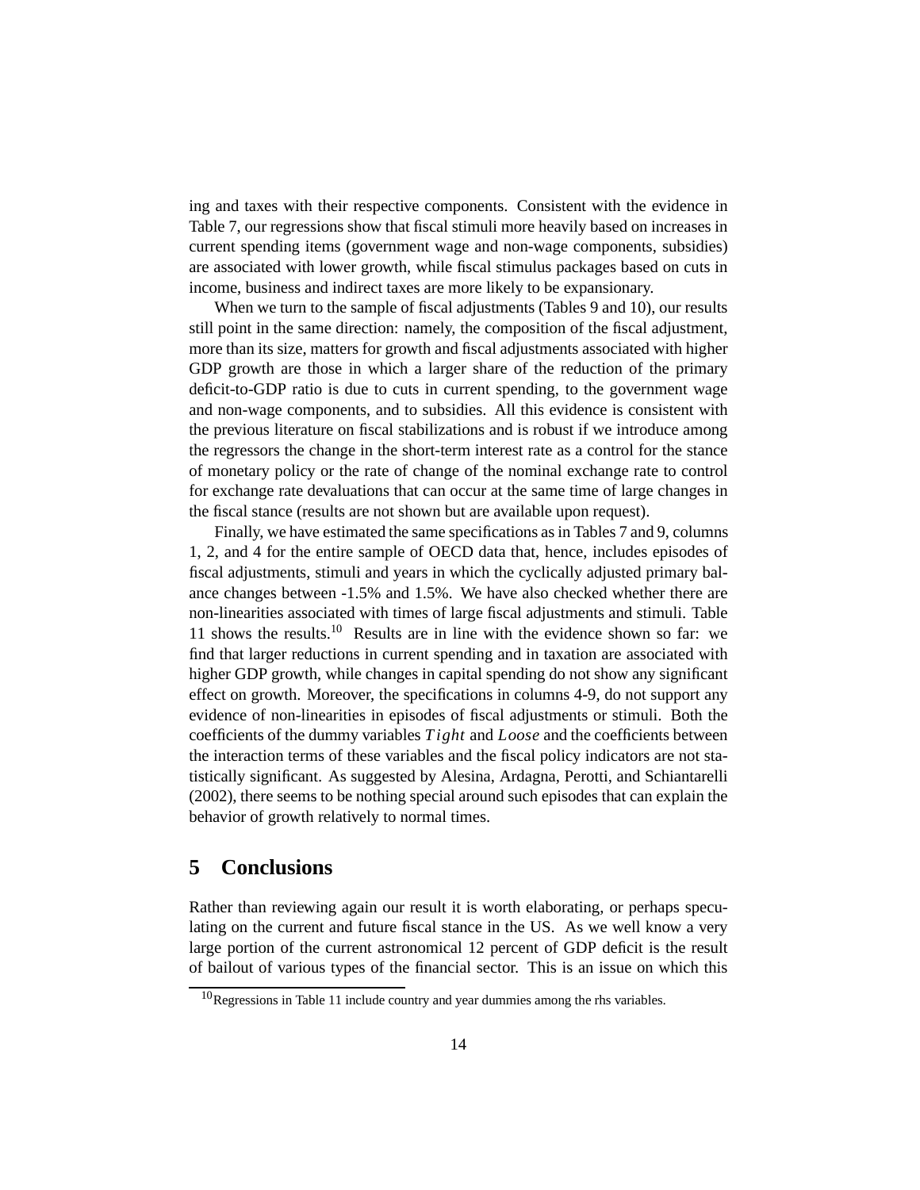ing and taxes with their respective components. Consistent with the evidence in Table 7, our regressions show that fiscal stimuli more heavily based on increases in current spending items (government wage and non-wage components, subsidies) are associated with lower growth, while fiscal stimulus packages based on cuts in income, business and indirect taxes are more likely to be expansionary.

When we turn to the sample of fiscal adjustments (Tables 9 and 10), our results still point in the same direction: namely, the composition of the fiscal adjustment, more than its size, matters for growth and fiscal adjustments associated with higher GDP growth are those in which a larger share of the reduction of the primary deficit-to-GDP ratio is due to cuts in current spending, to the government wage and non-wage components, and to subsidies. All this evidence is consistent with the previous literature on fiscal stabilizations and is robust if we introduce among the regressors the change in the short-term interest rate as a control for the stance of monetary policy or the rate of change of the nominal exchange rate to control for exchange rate devaluations that can occur at the same time of large changes in the fiscal stance (results are not shown but are available upon request).

Finally, we have estimated the same specifications as in Tables 7 and 9, columns 1, 2, and 4 for the entire sample of OECD data that, hence, includes episodes of fiscal adjustments, stimuli and years in which the cyclically adjusted primary balance changes between -1.5% and 1.5%. We have also checked whether there are non-linearities associated with times of large fiscal adjustments and stimuli. Table 11 shows the results.[10] Results are in line with the evidence shown so far: we find that larger reductions in current spending and in taxation are associated with higher GDP growth, while changes in capital spending do not show any significant effect on growth. Moreover, the specifications in columns 4-9, do not support any evidence of non-linearities in episodes of fiscal adjustments or stimuli. Both the coefficients of the dummy variables $Tight$ and $Loose$ and the coefficients between the interaction terms of these variables and the fiscal policy indicators are not statistically significant. As suggested by Alesina, Ardagna, Perotti, and Schiantarelli (2002), there seems to be nothing special around such episodes that can explain the behavior of growth relatively to normal times.

## 5 Conclusions

Rather than reviewing again our result it is worth elaborating, or perhaps speculating on the current and future fiscal stance in the US. As we well know a very large portion of the current astronomical 12 percent of GDP deficit is the result of bailout of various types of the financial sector. This is an issue on which this

[10] Regressions in Table 11 include country and year dummies among the rhs variables.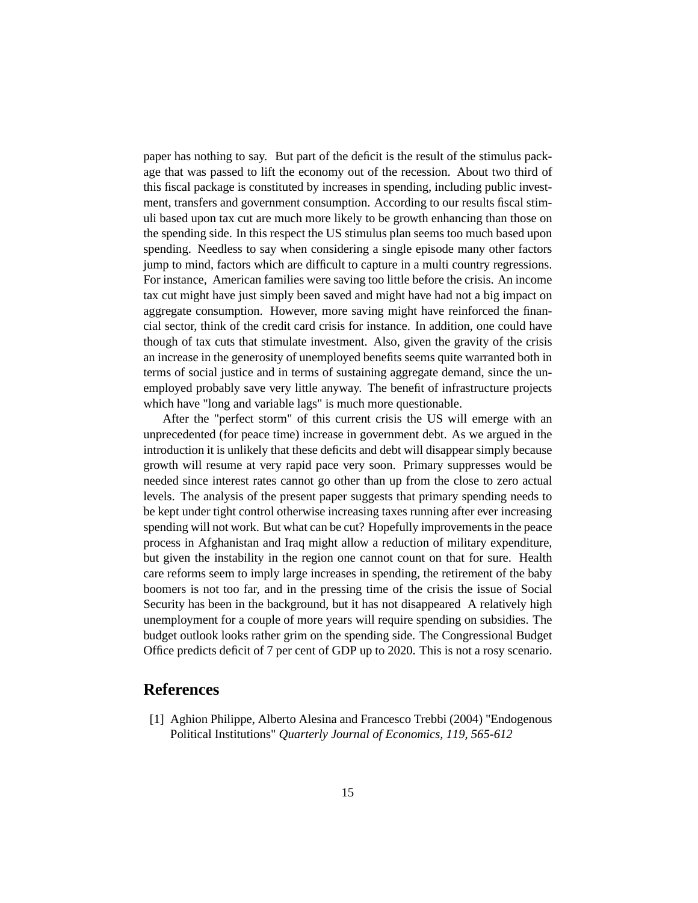paper has nothing to say. But part of the deficit is the result of the stimulus package that was passed to lift the economy out of the recession. About two third of this fiscal package is constituted by increases in spending, including public investment, transfers and government consumption. According to our results fiscal stimuli based upon tax cut are much more likely to be growth enhancing than those on the spending side. In this respect the US stimulus plan seems too much based upon spending. Needless to say when considering a single episode many other factors jump to mind, factors which are difficult to capture in a multi country regressions. For instance, American families were saving too little before the crisis. An income tax cut might have just simply been saved and might have had not a big impact on aggregate consumption. However, more saving might have reinforced the financial sector, think of the credit card crisis for instance. In addition, one could have though of tax cuts that stimulate investment. Also, given the gravity of the crisis an increase in the generosity of unemployed benefits seems quite warranted both in terms of social justice and in terms of sustaining aggregate demand, since the unemployed probably save very little anyway. The benefit of infrastructure projects which have "long and variable lags" is much more questionable.

After the "perfect storm" of this current crisis the US will emerge with an unprecedented (for peace time) increase in government debt. As we argued in the introduction it is unlikely that these deficits and debt will disappear simply because growth will resume at very rapid pace very soon. Primary suppresses would be needed since interest rates cannot go other than up from the close to zero actual levels. The analysis of the present paper suggests that primary spending needs to be kept under tight control otherwise increasing taxes running after ever increasing spending will not work. But what can be cut? Hopefully improvements in the peace process in Afghanistan and Iraq might allow a reduction of military expenditure, but given the instability in the region one cannot count on that for sure. Health care reforms seem to imply large increases in spending, the retirement of the baby boomers is not too far, and in the pressing time of the crisis the issue of Social Security has been in the background, but it has not disappeared A relatively high unemployment for a couple of more years will require spending on subsidies. The budget outlook looks rather grim on the spending side. The Congressional Budget Office predicts deficit of 7 per cent of GDP up to 2020. This is not a rosy scenario.

## References

[1] Aghion Philippe, Alberto Alesina and Francesco Trebbi (2004) "Endogenous Political Institutions" *Quarterly Journal of Economics, 119, 565-612*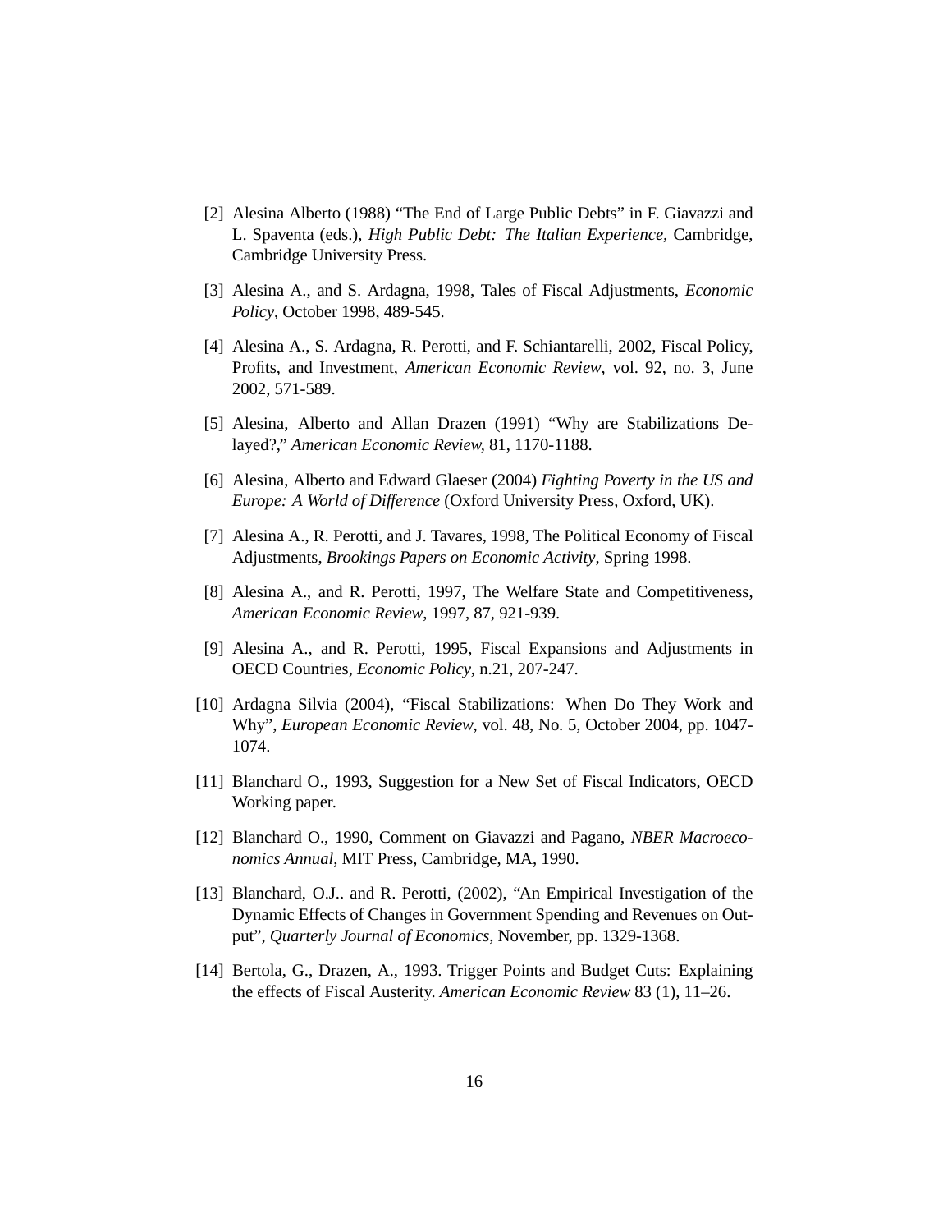[2] Alesina Alberto (1988) "The End of Large Public Debts" in F. Giavazzi and L. Spaventa (eds.), *High Public Debt: The Italian Experience*, Cambridge, Cambridge University Press.

[3] Alesina A., and S. Ardagna, 1998, Tales of Fiscal Adjustments, *Economic Policy*, October 1998, 489-545.

[4] Alesina A., S. Ardagna, R. Perotti, and F. Schiantarelli, 2002, Fiscal Policy, Profits, and Investment, *American Economic Review*, vol. 92, no. 3, June 2002, 571-589.

[5] Alesina, Alberto and Allan Drazen (1991) "Why are Stabilizations Delayed?," *American Economic Review*, 81, 1170-1188.

[6] Alesina, Alberto and Edward Glaeser (2004) *Fighting Poverty in the US and Europe: A World of Difference* (Oxford University Press, Oxford, UK).

[7] Alesina A., R. Perotti, and J. Tavares, 1998, The Political Economy of Fiscal Adjustments, *Brookings Papers on Economic Activity*, Spring 1998.

[8] Alesina A., and R. Perotti, 1997, The Welfare State and Competitiveness, *American Economic Review*, 1997, 87, 921-939.

[9] Alesina A., and R. Perotti, 1995, Fiscal Expansions and Adjustments in OECD Countries, *Economic Policy*, n.21, 207-247.

[10] Ardagna Silvia (2004), "Fiscal Stabilizations: When Do They Work and Why", *European Economic Review*, vol. 48, No. 5, October 2004, pp. 1047-1074.

[11] Blanchard O., 1993, Suggestion for a New Set of Fiscal Indicators, OECD Working paper.

[12] Blanchard O., 1990, Comment on Giavazzi and Pagano, *NBER Macroeconomics Annual*, MIT Press, Cambridge, MA, 1990.

[13] Blanchard, O.J.. and R. Perotti, (2002), "An Empirical Investigation of the Dynamic Effects of Changes in Government Spending and Revenues on Output", *Quarterly Journal of Economics*, November, pp. 1329-1368.

[14] Bertola, G., Drazen, A., 1993. Trigger Points and Budget Cuts: Explaining the effects of Fiscal Austerity. *American Economic Review* 83 (1), 11–26.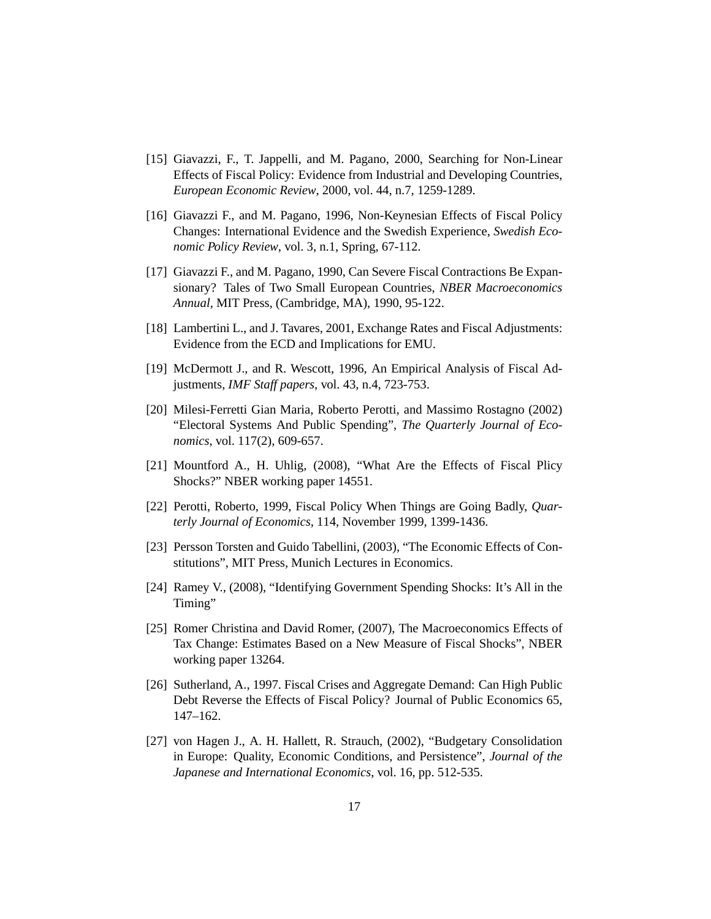[15] Giavazzi, F., T. Jappelli, and M. Pagano, 2000, Searching for Non-Linear Effects of Fiscal Policy: Evidence from Industrial and Developing Countries, *European Economic Review*, 2000, vol. 44, n.7, 1259-1289.

[16] Giavazzi F., and M. Pagano, 1996, Non-Keynesian Effects of Fiscal Policy Changes: International Evidence and the Swedish Experience, *Swedish Economic Policy Review*, vol. 3, n.1, Spring, 67-112.

[17] Giavazzi F., and M. Pagano, 1990, Can Severe Fiscal Contractions Be Expansionary? Tales of Two Small European Countries, *NBER Macroeconomics Annual*, MIT Press, (Cambridge, MA), 1990, 95-122.

[18] Lambertini L., and J. Tavares, 2001, Exchange Rates and Fiscal Adjustments: Evidence from the ECD and Implications for EMU.

[19] McDermott J., and R. Wescott, 1996, An Empirical Analysis of Fiscal Adjustments, *IMF Staff papers*, vol. 43, n.4, 723-753.

[20] Milesi-Ferretti Gian Maria, Roberto Perotti, and Massimo Rostagno (2002) "Electoral Systems And Public Spending", *The Quarterly Journal of Economics*, vol. 117(2), 609-657.

[21] Mountford A., H. Uhlig, (2008), "What Are the Effects of Fiscal Plicy Shocks?" NBER working paper 14551.

[22] Perotti, Roberto, 1999, Fiscal Policy When Things are Going Badly, *Quarterly Journal of Economics*, 114, November 1999, 1399-1436.

[23] Persson Torsten and Guido Tabellini, (2003), "The Economic Effects of Constitutions", MIT Press, Munich Lectures in Economics.

[24] Ramey V., (2008), "Identifying Government Spending Shocks: It's All in the Timing"

[25] Romer Christina and David Romer, (2007), The Macroeconomics Effects of Tax Change: Estimates Based on a New Measure of Fiscal Shocks", NBER working paper 13264.

[26] Sutherland, A., 1997. Fiscal Crises and Aggregate Demand: Can High Public Debt Reverse the Effects of Fiscal Policy? Journal of Public Economics 65, 147–162.

[27] von Hagen J., A. H. Hallett, R. Strauch, (2002), "Budgetary Consolidation in Europe: Quality, Economic Conditions, and Persistence", *Journal of the Japanese and International Economics*, vol. 16, pp. 512-535.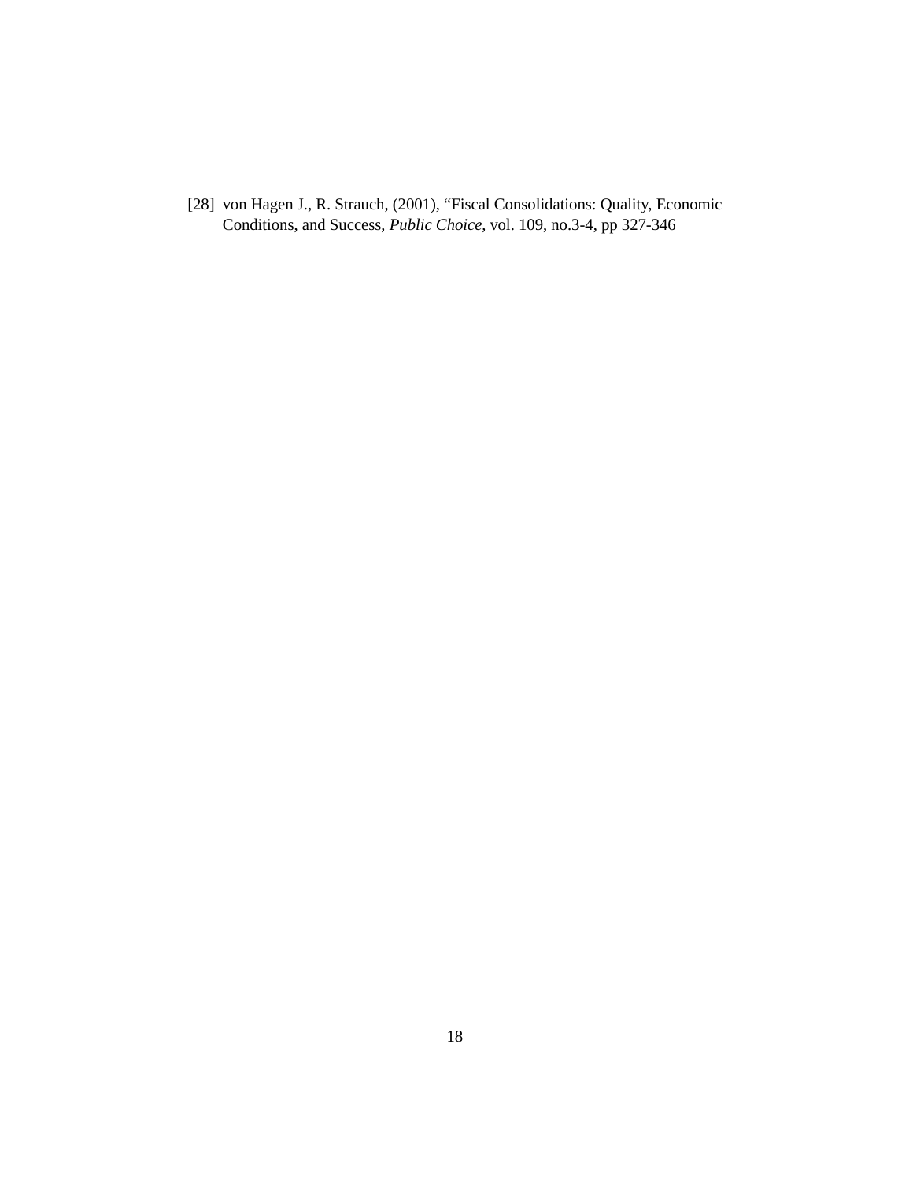[28] von Hagen J., R. Strauch, (2001), “Fiscal Consolidations: Quality, Economic Conditions, and Success, *Public Choice*, vol. 109, no.3-4, pp 327-346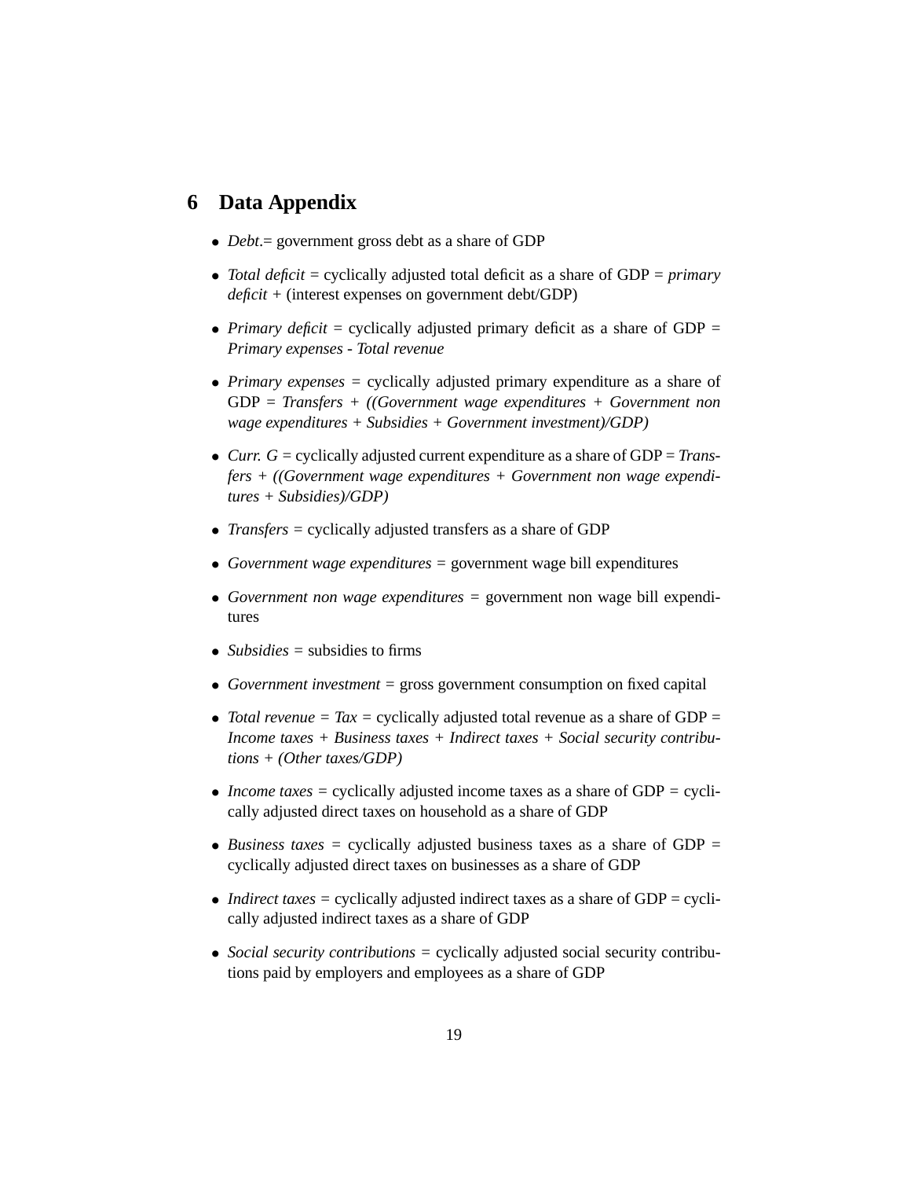## 6 Data Appendix

- *Debt*.= government gross debt as a share of GDP
- *Total deficit* = cyclically adjusted total deficit as a share of GDP = *primary deficit* + (interest expenses on government debt/GDP)
- *Primary deficit* = cyclically adjusted primary deficit as a share of GDP = *Primary expenses - Total revenue*
- *Primary expenses* = cyclically adjusted primary expenditure as a share of GDP = *Transfers + ((Government wage expenditures + Government non wage expenditures + Subsidies + Government investment)/GDP)*
- *Curr. G* = cyclically adjusted current expenditure as a share of GDP = *Transfers + ((Government wage expenditures + Government non wage expenditures + Subsidies)/GDP)*
- *Transfers* = cyclically adjusted transfers as a share of GDP
- *Government wage expenditures* = government wage bill expenditures
- *Government non wage expenditures* = government non wage bill expenditures
- *Subsidies* = subsidies to firms
- *Government investment* = gross government consumption on fixed capital
- *Total revenue = Tax* = cyclically adjusted total revenue as a share of GDP = *Income taxes + Business taxes + Indirect taxes + Social security contributions + (Other taxes/GDP)*
- *Income taxes* = cyclically adjusted income taxes as a share of GDP = cyclically adjusted direct taxes on household as a share of GDP
- *Business taxes* = cyclically adjusted business taxes as a share of GDP = cyclically adjusted direct taxes on businesses as a share of GDP
- *Indirect taxes* = cyclically adjusted indirect taxes as a share of GDP = cyclically adjusted indirect taxes as a share of GDP
- *Social security contributions* = cyclically adjusted social security contributions paid by employers and employees as a share of GDP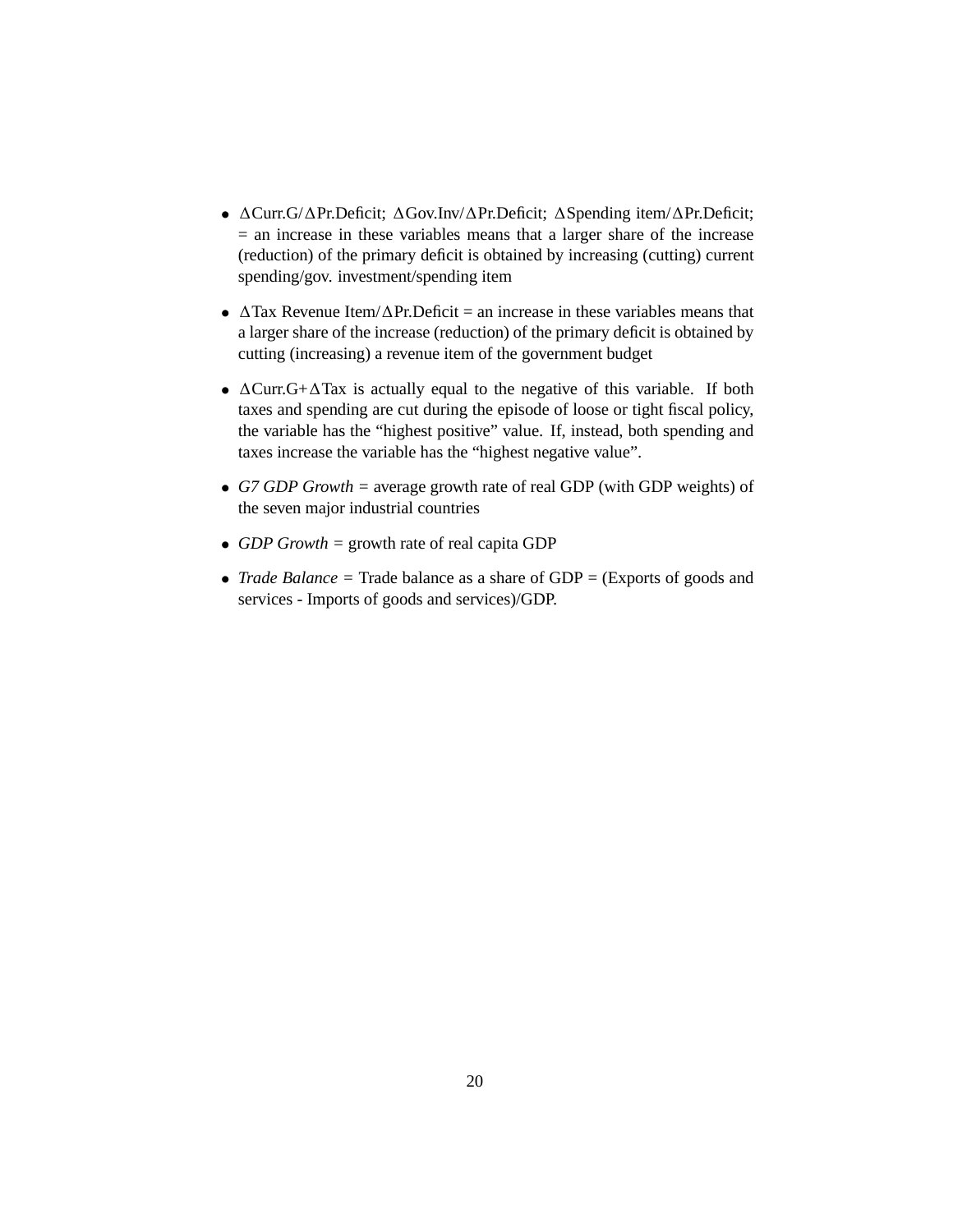- $\Delta$Curr.G/$\Delta$Pr.Deficit; $\Delta$Gov.Inv/$\Delta$Pr.Deficit; $\Delta$Spending item/$\Delta$Pr.Deficit; = an increase in these variables means that a larger share of the increase (reduction) of the primary deficit is obtained by increasing (cutting) current spending/gov. investment/spending item

- $\Delta$Tax Revenue Item/$\Delta$Pr.Deficit = an increase in these variables means that a larger share of the increase (reduction) of the primary deficit is obtained by cutting (increasing) a revenue item of the government budget

- $\Delta$Curr.G+$\Delta$Tax is actually equal to the negative of this variable. If both taxes and spending are cut during the episode of loose or tight fiscal policy, the variable has the "highest positive" value. If, instead, both spending and taxes increase the variable has the "highest negative value".

- *G7 GDP Growth* = average growth rate of real GDP (with GDP weights) of the seven major industrial countries

- *GDP Growth* = growth rate of real capita GDP

- *Trade Balance* = Trade balance as a share of GDP = (Exports of goods and services - Imports of goods and services)/GDP.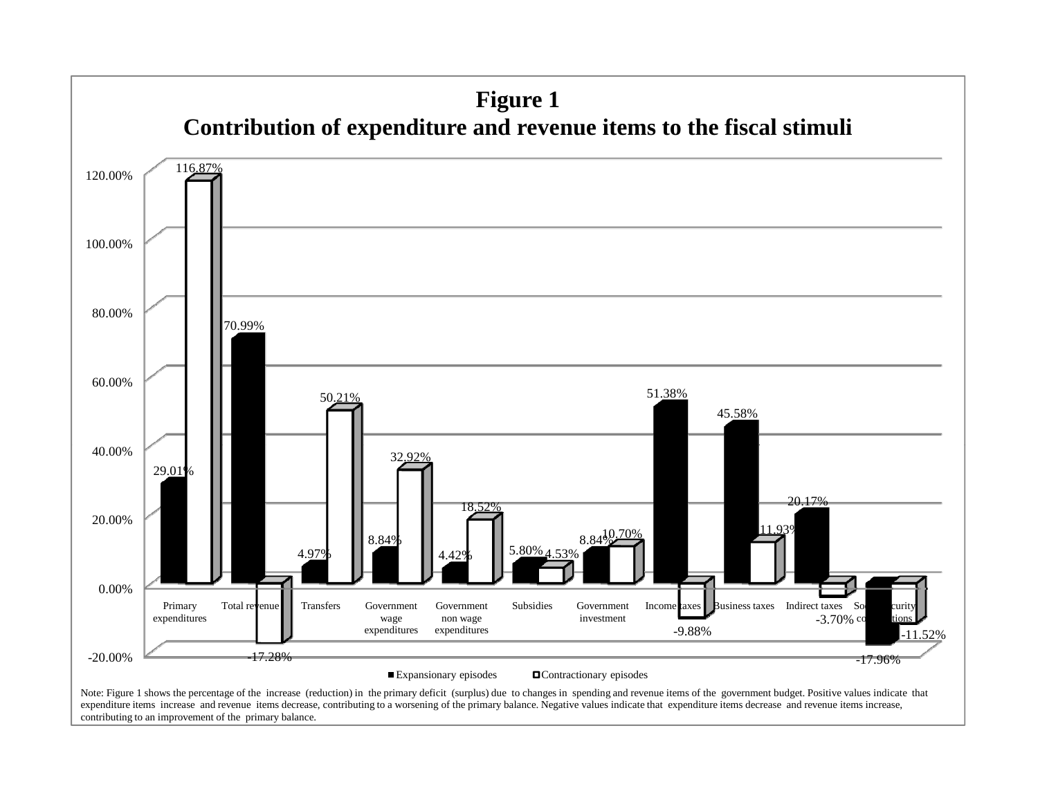# Figure 1

## Contribution of expenditure and revenue items to the fiscal stimuli

| Item | Expansionary episodes | Contractionary episodes |
|---|---|---|
| Primary expenditures | 29.01% | 116.87% |
| Total revenue | 70.99% | -17.28% |
| Transfers | 4.97% | 50.21% |
| Government wage expenditures | 8.84% | 32.92% |
| Government non wage expenditures | 4.42% | 18.52% |
| Subsidies | 5.80% | 4.53% |
| Government investment | 8.84% | 10.70% |
| Income taxes | 51.38% | -9.88% |
| Business taxes | 45.58% | 11.93% |
| Indirect taxes | 20.17% | -3.70% |
| Social security contributions | -17.96% | -11.52% |

Note: Figure 1 shows the percentage of the increase (reduction) in the primary deficit (surplus) due to changes in spending and revenue items of the government budget. Positive values indicate that expenditure items increase and revenue items decrease, contributing to a worsening of the primary balance. Negative values indicate that expenditure items decrease and revenue items increase, contributing to an improvement of the primary balance.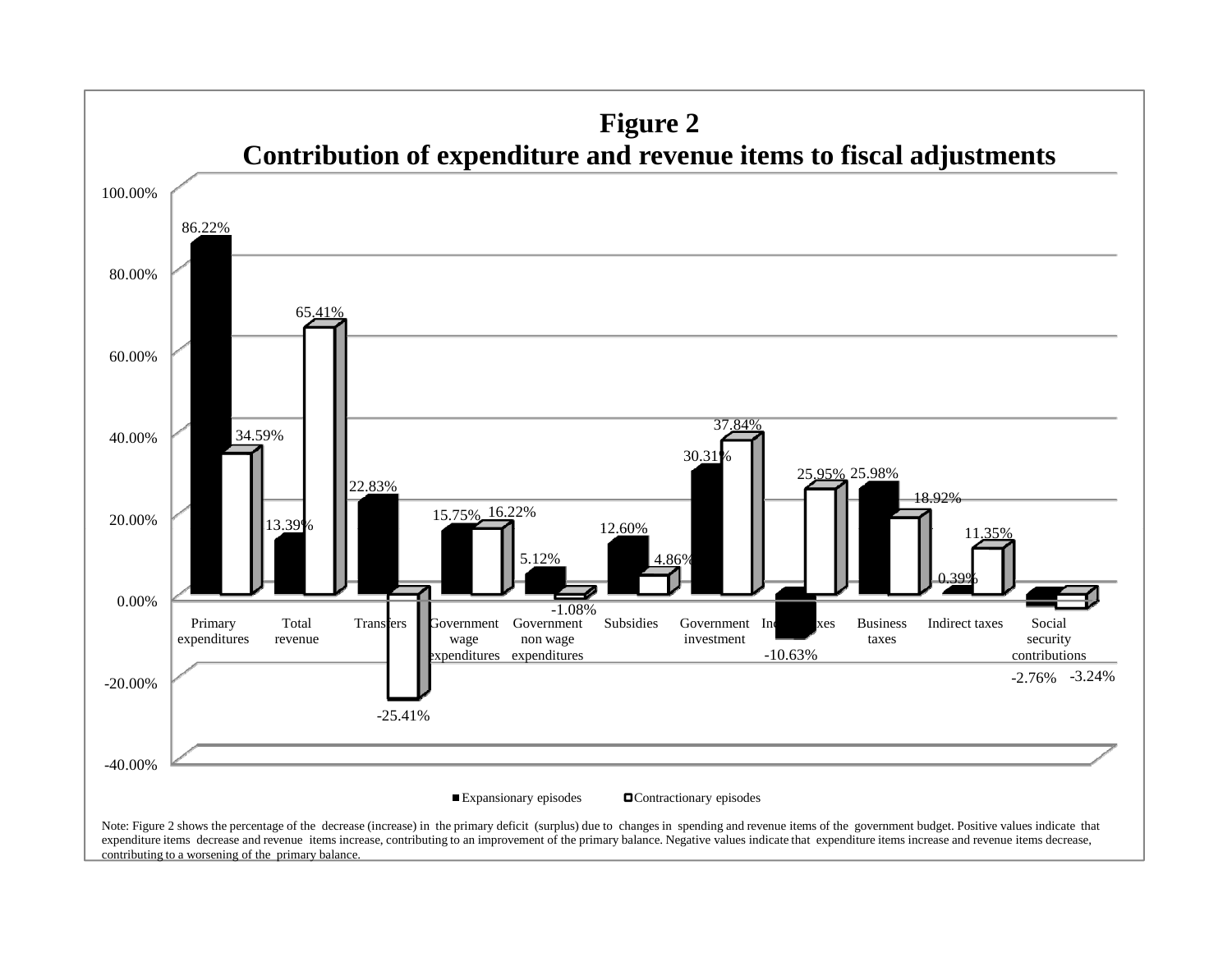# Figure 2

## Contribution of expenditure and revenue items to fiscal adjustments

| | Expansionary episodes | Contractionary episodes |
|---|---|---|
| Primary expenditures | 86.22% | 34.59% |
| Total revenue | 13.39% | 65.41% |
| Transfers | 22.83% | -25.41% |
| Government wage expenditures | 15.75% | 16.22% |
| Government non wage expenditures | 5.12% | -1.08% |
| Subsidies | 12.60% | 4.86% |
| Government investment | 30.31% | 37.84% |
| Income taxes | -10.63% | 25.95% |
| Business taxes | 25.98% | 18.92% |
| Indirect taxes | 0.39% | 11.35% |
| Social security contributions | -2.76% | -3.24% |

Note: Figure 2 shows the percentage of the decrease (increase) in the primary deficit (surplus) due to changes in spending and revenue items of the government budget. Positive values indicate that expenditure items decrease and revenue items increase, contributing to an improvement of the primary balance. Negative values indicate that expenditure items increase and revenue items decrease, contributing to a worsening of the primary balance.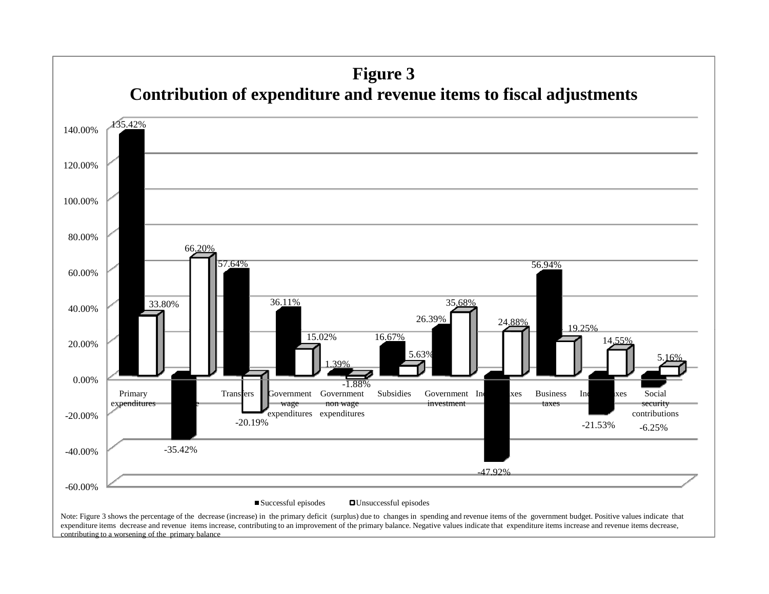# Figure 3
## Contribution of expenditure and revenue items to fiscal adjustments

| | Successful episodes | Unsuccessful episodes |
|---|---|---|
| Primary expenditures | 135.42% | 33.80% |
| Revenue | -35.42% | 66.20% |
| Transfers | 57.64% | -20.19% |
| Government wage expenditures | 36.11% | 15.02% |
| Government non wage expenditures | 1.39% | -1.88% |
| Subsidies | 16.67% | 5.63% |
| Government investment | 26.39% | 35.68% |
| Income taxes | -47.92% | 24.88% |
| Business taxes | 56.94% | 19.25% |
| Indirect taxes | -21.53% | 14.55% |
| Social security contributions | -6.25% | 5.16% |

■ Successful episodes □ Unsuccessful episodes

Note: Figure 3 shows the percentage of the decrease (increase) in the primary deficit (surplus) due to changes in spending and revenue items of the government budget. Positive values indicate that expenditure items decrease and revenue items increase, contributing to an improvement of the primary balance. Negative values indicate that expenditure items increase and revenue items decrease, contributing to a worsening of the primary balance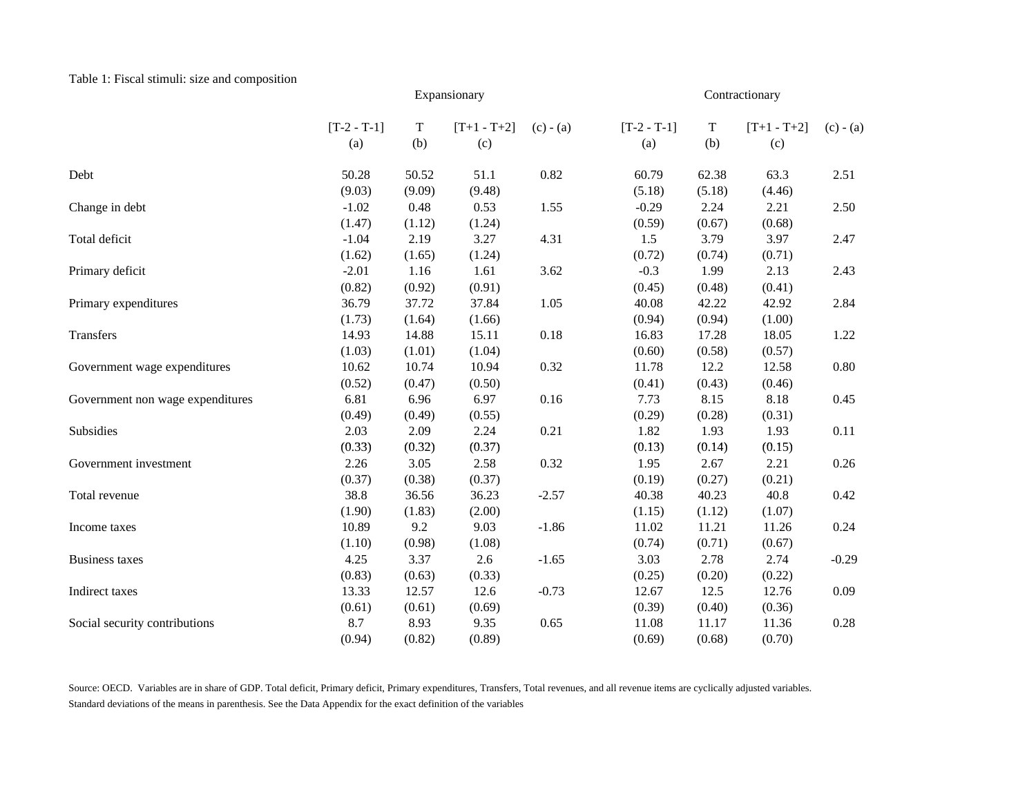Table 1: Fiscal stimuli: size and composition

| | Expansionary | | | | Contractionary | | | |
|---|---|---|---|---|---|---|---|---|
| | [T-2 - T-1] | T | [T+1 - T+2] | (c) - (a) | [T-2 - T-1] | T | [T+1 - T+2] | (c) - (a) |
| | (a) | (b) | (c) | | (a) | (b) | (c) | |
| Debt | 50.28 | 50.52 | 51.1 | 0.82 | 60.79 | 62.38 | 63.3 | 2.51 |
| | (9.03) | (9.09) | (9.48) | | (5.18) | (5.18) | (4.46) | |
| Change in debt | -1.02 | 0.48 | 0.53 | 1.55 | -0.29 | 2.24 | 2.21 | 2.50 |
| | (1.47) | (1.12) | (1.24) | | (0.59) | (0.67) | (0.68) | |
| Total deficit | -1.04 | 2.19 | 3.27 | 4.31 | 1.5 | 3.79 | 3.97 | 2.47 |
| | (1.62) | (1.65) | (1.24) | | (0.72) | (0.74) | (0.71) | |
| Primary deficit | -2.01 | 1.16 | 1.61 | 3.62 | -0.3 | 1.99 | 2.13 | 2.43 |
| | (0.82) | (0.92) | (0.91) | | (0.45) | (0.48) | (0.41) | |
| Primary expenditures | 36.79 | 37.72 | 37.84 | 1.05 | 40.08 | 42.22 | 42.92 | 2.84 |
| | (1.73) | (1.64) | (1.66) | | (0.94) | (0.94) | (1.00) | |
| Transfers | 14.93 | 14.88 | 15.11 | 0.18 | 16.83 | 17.28 | 18.05 | 1.22 |
| | (1.03) | (1.01) | (1.04) | | (0.60) | (0.58) | (0.57) | |
| Government wage expenditures | 10.62 | 10.74 | 10.94 | 0.32 | 11.78 | 12.2 | 12.58 | 0.80 |
| | (0.52) | (0.47) | (0.50) | | (0.41) | (0.43) | (0.46) | |
| Government non wage expenditures | 6.81 | 6.96 | 6.97 | 0.16 | 7.73 | 8.15 | 8.18 | 0.45 |
| | (0.49) | (0.49) | (0.55) | | (0.29) | (0.28) | (0.31) | |
| Subsidies | 2.03 | 2.09 | 2.24 | 0.21 | 1.82 | 1.93 | 1.93 | 0.11 |
| | (0.33) | (0.32) | (0.37) | | (0.13) | (0.14) | (0.15) | |
| Government investment | 2.26 | 3.05 | 2.58 | 0.32 | 1.95 | 2.67 | 2.21 | 0.26 |
| | (0.37) | (0.38) | (0.37) | | (0.19) | (0.27) | (0.21) | |
| Total revenue | 38.8 | 36.56 | 36.23 | -2.57 | 40.38 | 40.23 | 40.8 | 0.42 |
| | (1.90) | (1.83) | (2.00) | | (1.15) | (1.12) | (1.07) | |
| Income taxes | 10.89 | 9.2 | 9.03 | -1.86 | 11.02 | 11.21 | 11.26 | 0.24 |
| | (1.10) | (0.98) | (1.08) | | (0.74) | (0.71) | (0.67) | |
| Business taxes | 4.25 | 3.37 | 2.6 | -1.65 | 3.03 | 2.78 | 2.74 | -0.29 |
| | (0.83) | (0.63) | (0.33) | | (0.25) | (0.20) | (0.22) | |
| Indirect taxes | 13.33 | 12.57 | 12.6 | -0.73 | 12.67 | 12.5 | 12.76 | 0.09 |
| | (0.61) | (0.61) | (0.69) | | (0.39) | (0.40) | (0.36) | |
| Social security contributions | 8.7 | 8.93 | 9.35 | 0.65 | 11.08 | 11.17 | 11.36 | 0.28 |
| | (0.94) | (0.82) | (0.89) | | (0.69) | (0.68) | (0.70) | |

Source: OECD. Variables are in share of GDP. Total deficit, Primary deficit, Primary expenditures, Transfers, Total revenues, and all revenue items are cyclically adjusted variables.
Standard deviations of the means in parenthesis. See the Data Appendix for the exact definition of the variables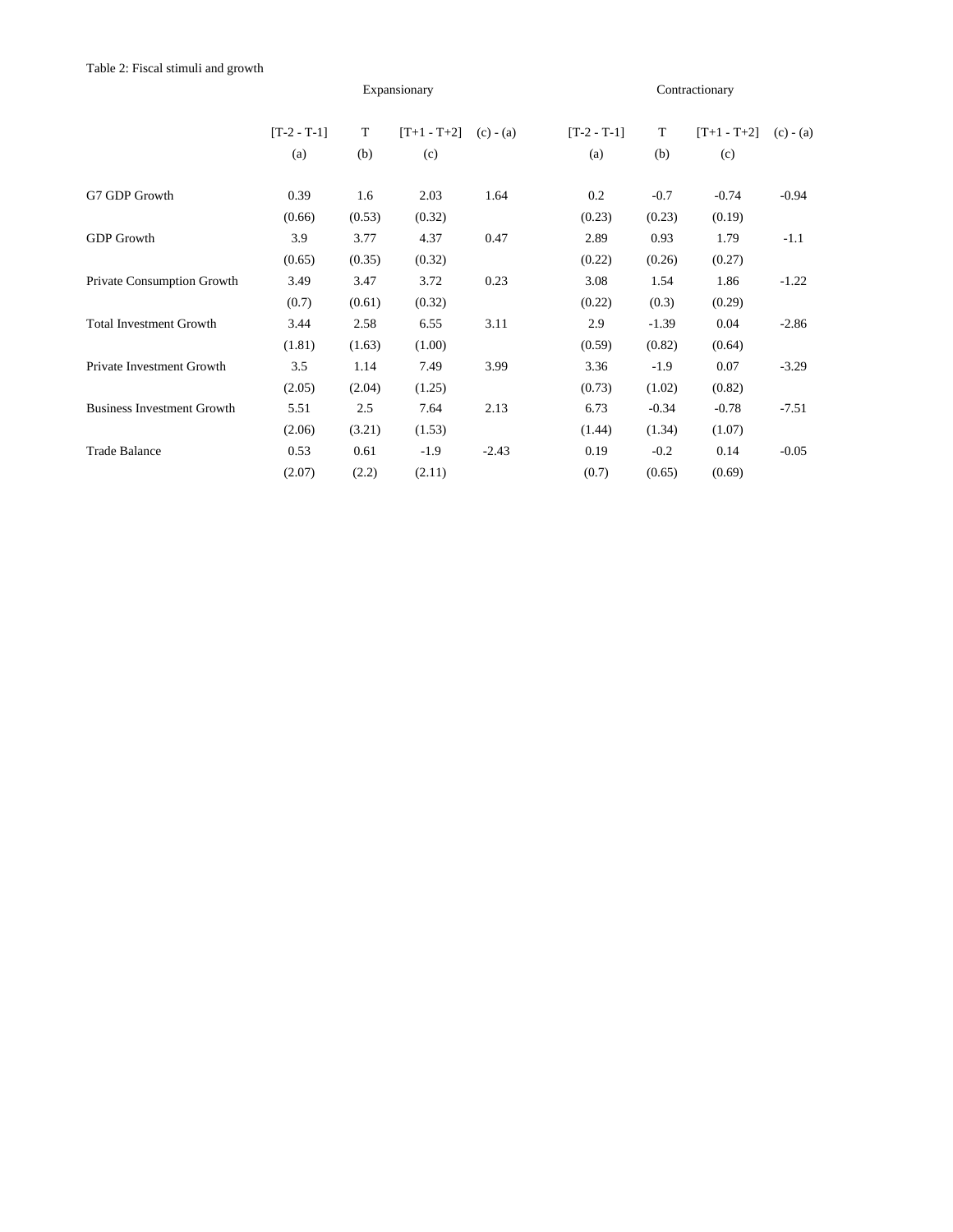Table 2: Fiscal stimuli and growth

| | Expansionary | | | | Contractionary | | | |
|---|---|---|---|---|---|---|---|---|
| | [T-2 - T-1] | T | [T+1 - T+2] | (c) - (a) | [T-2 - T-1] | T | [T+1 - T+2] | (c) - (a) |
| | (a) | (b) | (c) | | (a) | (b) | (c) | |
| G7 GDP Growth | 0.39 | 1.6 | 2.03 | 1.64 | 0.2 | -0.7 | -0.74 | -0.94 |
| | (0.66) | (0.53) | (0.32) | | (0.23) | (0.23) | (0.19) | |
| GDP Growth | 3.9 | 3.77 | 4.37 | 0.47 | 2.89 | 0.93 | 1.79 | -1.1 |
| | (0.65) | (0.35) | (0.32) | | (0.22) | (0.26) | (0.27) | |
| Private Consumption Growth | 3.49 | 3.47 | 3.72 | 0.23 | 3.08 | 1.54 | 1.86 | -1.22 |
| | (0.7) | (0.61) | (0.32) | | (0.22) | (0.3) | (0.29) | |
| Total Investment Growth | 3.44 | 2.58 | 6.55 | 3.11 | 2.9 | -1.39 | 0.04 | -2.86 |
| | (1.81) | (1.63) | (1.00) | | (0.59) | (0.82) | (0.64) | |
| Private Investment Growth | 3.5 | 1.14 | 7.49 | 3.99 | 3.36 | -1.9 | 0.07 | -3.29 |
| | (2.05) | (2.04) | (1.25) | | (0.73) | (1.02) | (0.82) | |
| Business Investment Growth | 5.51 | 2.5 | 7.64 | 2.13 | 6.73 | -0.34 | -0.78 | -7.51 |
| | (2.06) | (3.21) | (1.53) | | (1.44) | (1.34) | (1.07) | |
| Trade Balance | 0.53 | 0.61 | -1.9 | -2.43 | 0.19 | -0.2 | 0.14 | -0.05 |
| | (2.07) | (2.2) | (2.11) | | (0.7) | (0.65) | (0.69) | |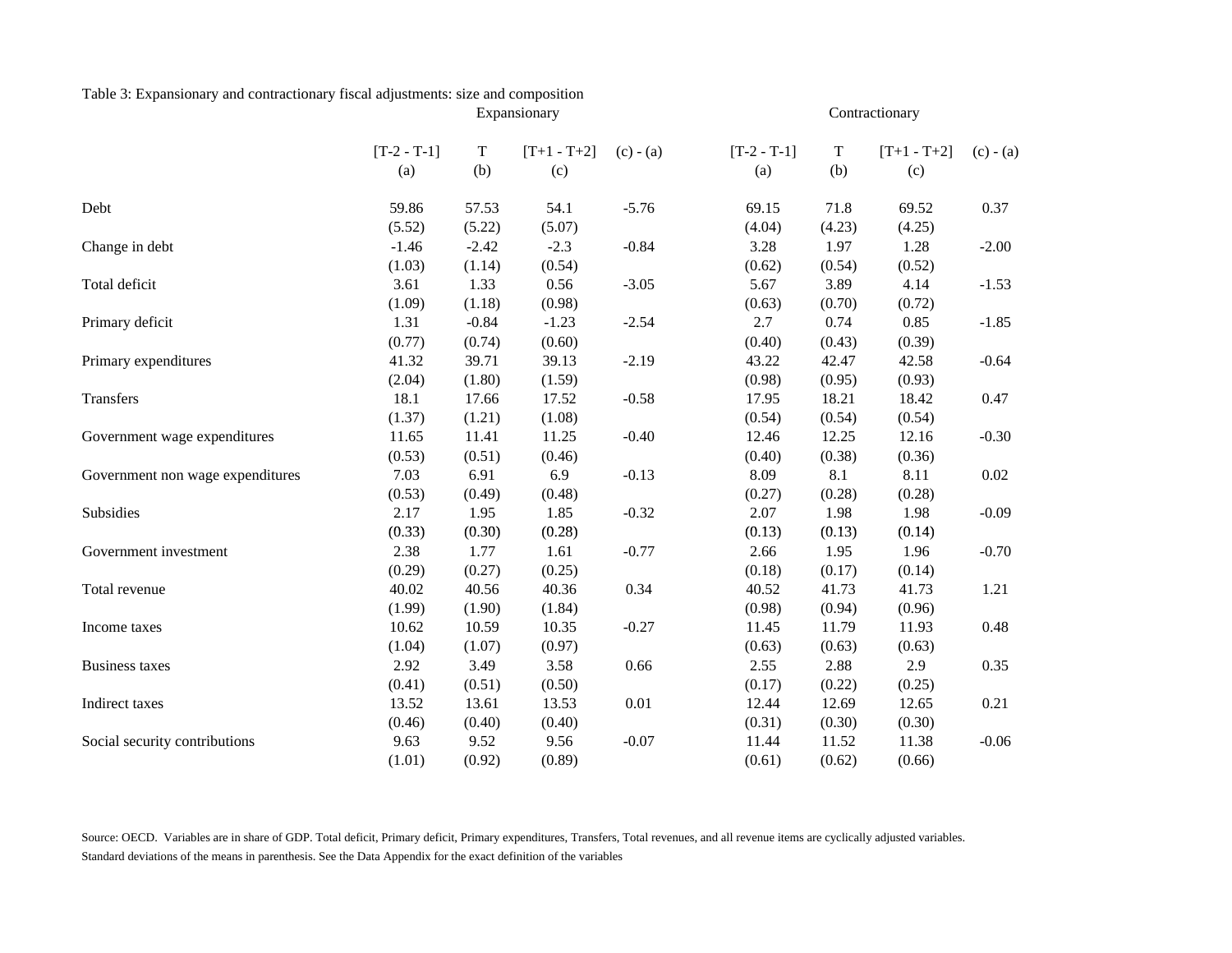Table 3: Expansionary and contractionary fiscal adjustments: size and composition

| | Expansionary | | | | Contractionary | | | |
|---|---|---|---|---|---|---|---|---|
| | [T-2 - T-1] | T | [T+1 - T+2] | (c) - (a) | [T-2 - T-1] | T | [T+1 - T+2] | (c) - (a) |
| | (a) | (b) | (c) | | (a) | (b) | (c) | |
| Debt | 59.86 | 57.53 | 54.1 | -5.76 | 69.15 | 71.8 | 69.52 | 0.37 |
| | (5.52) | (5.22) | (5.07) | | (4.04) | (4.23) | (4.25) | |
| Change in debt | -1.46 | -2.42 | -2.3 | -0.84 | 3.28 | 1.97 | 1.28 | -2.00 |
| | (1.03) | (1.14) | (0.54) | | (0.62) | (0.54) | (0.52) | |
| Total deficit | 3.61 | 1.33 | 0.56 | -3.05 | 5.67 | 3.89 | 4.14 | -1.53 |
| | (1.09) | (1.18) | (0.98) | | (0.63) | (0.70) | (0.72) | |
| Primary deficit | 1.31 | -0.84 | -1.23 | -2.54 | 2.7 | 0.74 | 0.85 | -1.85 |
| | (0.77) | (0.74) | (0.60) | | (0.40) | (0.43) | (0.39) | |
| Primary expenditures | 41.32 | 39.71 | 39.13 | -2.19 | 43.22 | 42.47 | 42.58 | -0.64 |
| | (2.04) | (1.80) | (1.59) | | (0.98) | (0.95) | (0.93) | |
| Transfers | 18.1 | 17.66 | 17.52 | -0.58 | 17.95 | 18.21 | 18.42 | 0.47 |
| | (1.37) | (1.21) | (1.08) | | (0.54) | (0.54) | (0.54) | |
| Government wage expenditures | 11.65 | 11.41 | 11.25 | -0.40 | 12.46 | 12.25 | 12.16 | -0.30 |
| | (0.53) | (0.51) | (0.46) | | (0.40) | (0.38) | (0.36) | |
| Government non wage expenditures | 7.03 | 6.91 | 6.9 | -0.13 | 8.09 | 8.1 | 8.11 | 0.02 |
| | (0.53) | (0.49) | (0.48) | | (0.27) | (0.28) | (0.28) | |
| Subsidies | 2.17 | 1.95 | 1.85 | -0.32 | 2.07 | 1.98 | 1.98 | -0.09 |
| | (0.33) | (0.30) | (0.28) | | (0.13) | (0.13) | (0.14) | |
| Government investment | 2.38 | 1.77 | 1.61 | -0.77 | 2.66 | 1.95 | 1.96 | -0.70 |
| | (0.29) | (0.27) | (0.25) | | (0.18) | (0.17) | (0.14) | |
| Total revenue | 40.02 | 40.56 | 40.36 | 0.34 | 40.52 | 41.73 | 41.73 | 1.21 |
| | (1.99) | (1.90) | (1.84) | | (0.98) | (0.94) | (0.96) | |
| Income taxes | 10.62 | 10.59 | 10.35 | -0.27 | 11.45 | 11.79 | 11.93 | 0.48 |
| | (1.04) | (1.07) | (0.97) | | (0.63) | (0.63) | (0.63) | |
| Business taxes | 2.92 | 3.49 | 3.58 | 0.66 | 2.55 | 2.88 | 2.9 | 0.35 |
| | (0.41) | (0.51) | (0.50) | | (0.17) | (0.22) | (0.25) | |
| Indirect taxes | 13.52 | 13.61 | 13.53 | 0.01 | 12.44 | 12.69 | 12.65 | 0.21 |
| | (0.46) | (0.40) | (0.40) | | (0.31) | (0.30) | (0.30) | |
| Social security contributions | 9.63 | 9.52 | 9.56 | -0.07 | 11.44 | 11.52 | 11.38 | -0.06 |
| | (1.01) | (0.92) | (0.89) | | (0.61) | (0.62) | (0.66) | |

Source: OECD. Variables are in share of GDP. Total deficit, Primary deficit, Primary expenditures, Transfers, Total revenues, and all revenue items are cyclically adjusted variables.
Standard deviations of the means in parenthesis. See the Data Appendix for the exact definition of the variables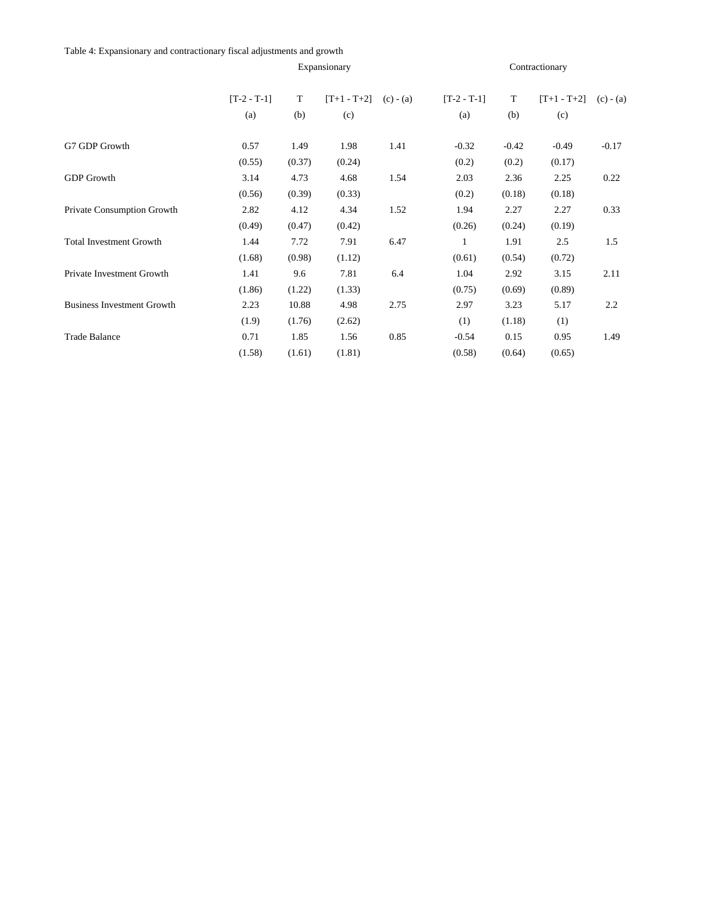Table 4: Expansionary and contractionary fiscal adjustments and growth

| | Expansionary | | | | Contractionary | | | |
|---|---|---|---|---|---|---|---|---|
| | [T-2 - T-1] | T | [T+1 - T+2] | (c) - (a) | [T-2 - T-1] | T | [T+1 - T+2] | (c) - (a) |
| | (a) | (b) | (c) | | (a) | (b) | (c) | |
| G7 GDP Growth | 0.57 | 1.49 | 1.98 | 1.41 | -0.32 | -0.42 | -0.49 | -0.17 |
| | (0.55) | (0.37) | (0.24) | | (0.2) | (0.2) | (0.17) | |
| GDP Growth | 3.14 | 4.73 | 4.68 | 1.54 | 2.03 | 2.36 | 2.25 | 0.22 |
| | (0.56) | (0.39) | (0.33) | | (0.2) | (0.18) | (0.18) | |
| Private Consumption Growth | 2.82 | 4.12 | 4.34 | 1.52 | 1.94 | 2.27 | 2.27 | 0.33 |
| | (0.49) | (0.47) | (0.42) | | (0.26) | (0.24) | (0.19) | |
| Total Investment Growth | 1.44 | 7.72 | 7.91 | 6.47 | 1 | 1.91 | 2.5 | 1.5 |
| | (1.68) | (0.98) | (1.12) | | (0.61) | (0.54) | (0.72) | |
| Private Investment Growth | 1.41 | 9.6 | 7.81 | 6.4 | 1.04 | 2.92 | 3.15 | 2.11 |
| | (1.86) | (1.22) | (1.33) | | (0.75) | (0.69) | (0.89) | |
| Business Investment Growth | 2.23 | 10.88 | 4.98 | 2.75 | 2.97 | 3.23 | 5.17 | 2.2 |
| | (1.9) | (1.76) | (2.62) | | (1) | (1.18) | (1) | |
| Trade Balance | 0.71 | 1.85 | 1.56 | 0.85 | -0.54 | 0.15 | 0.95 | 1.49 |
| | (1.58) | (1.61) | (1.81) | | (0.58) | (0.64) | (0.65) | |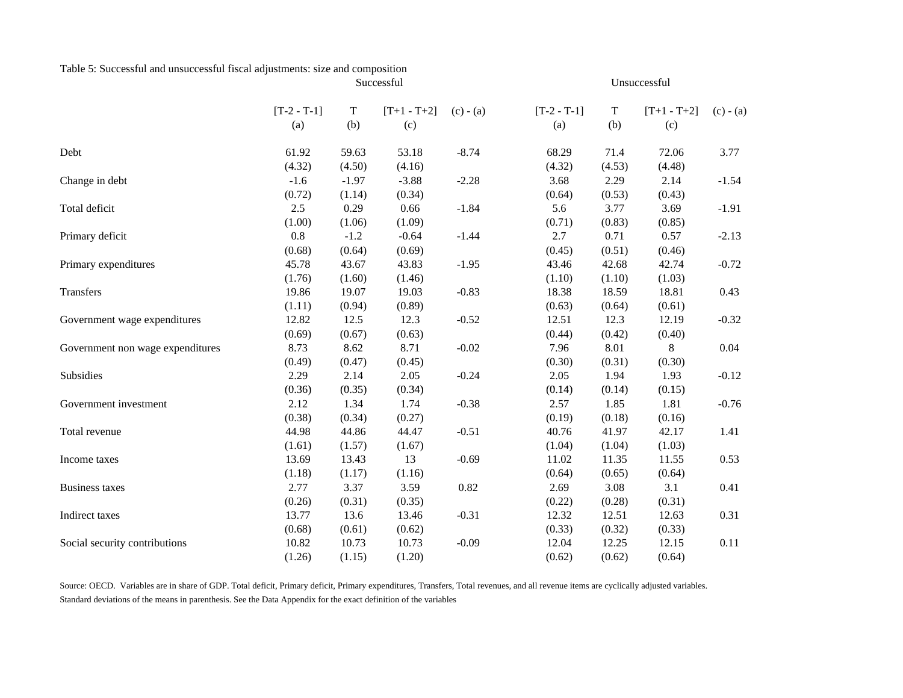Table 5: Successful and unsuccessful fiscal adjustments: size and composition

| | Successful | | | | Unsuccessful | | | |
|---|---|---|---|---|---|---|---|---|
| | [T-2 - T-1] | T | [T+1 - T+2] | (c) - (a) | [T-2 - T-1] | T | [T+1 - T+2] | (c) - (a) |
| | (a) | (b) | (c) | | (a) | (b) | (c) | |
| Debt | 61.92 | 59.63 | 53.18 | -8.74 | 68.29 | 71.4 | 72.06 | 3.77 |
| | (4.32) | (4.50) | (4.16) | | (4.32) | (4.53) | (4.48) | |
| Change in debt | -1.6 | -1.97 | -3.88 | -2.28 | 3.68 | 2.29 | 2.14 | -1.54 |
| | (0.72) | (1.14) | (0.34) | | (0.64) | (0.53) | (0.43) | |
| Total deficit | 2.5 | 0.29 | 0.66 | -1.84 | 5.6 | 3.77 | 3.69 | -1.91 |
| | (1.00) | (1.06) | (1.09) | | (0.71) | (0.83) | (0.85) | |
| Primary deficit | 0.8 | -1.2 | -0.64 | -1.44 | 2.7 | 0.71 | 0.57 | -2.13 |
| | (0.68) | (0.64) | (0.69) | | (0.45) | (0.51) | (0.46) | |
| Primary expenditures | 45.78 | 43.67 | 43.83 | -1.95 | 43.46 | 42.68 | 42.74 | -0.72 |
| | (1.76) | (1.60) | (1.46) | | (1.10) | (1.10) | (1.03) | |
| Transfers | 19.86 | 19.07 | 19.03 | -0.83 | 18.38 | 18.59 | 18.81 | 0.43 |
| | (1.11) | (0.94) | (0.89) | | (0.63) | (0.64) | (0.61) | |
| Government wage expenditures | 12.82 | 12.5 | 12.3 | -0.52 | 12.51 | 12.3 | 12.19 | -0.32 |
| | (0.69) | (0.67) | (0.63) | | (0.44) | (0.42) | (0.40) | |
| Government non wage expenditures | 8.73 | 8.62 | 8.71 | -0.02 | 7.96 | 8.01 | 8 | 0.04 |
| | (0.49) | (0.47) | (0.45) | | (0.30) | (0.31) | (0.30) | |
| Subsidies | 2.29 | 2.14 | 2.05 | -0.24 | 2.05 | 1.94 | 1.93 | -0.12 |
| | (0.36) | (0.35) | (0.34) | | (0.14) | (0.14) | (0.15) | |
| Government investment | 2.12 | 1.34 | 1.74 | -0.38 | 2.57 | 1.85 | 1.81 | -0.76 |
| | (0.38) | (0.34) | (0.27) | | (0.19) | (0.18) | (0.16) | |
| Total revenue | 44.98 | 44.86 | 44.47 | -0.51 | 40.76 | 41.97 | 42.17 | 1.41 |
| | (1.61) | (1.57) | (1.67) | | (1.04) | (1.04) | (1.03) | |
| Income taxes | 13.69 | 13.43 | 13 | -0.69 | 11.02 | 11.35 | 11.55 | 0.53 |
| | (1.18) | (1.17) | (1.16) | | (0.64) | (0.65) | (0.64) | |
| Business taxes | 2.77 | 3.37 | 3.59 | 0.82 | 2.69 | 3.08 | 3.1 | 0.41 |
| | (0.26) | (0.31) | (0.35) | | (0.22) | (0.28) | (0.31) | |
| Indirect taxes | 13.77 | 13.6 | 13.46 | -0.31 | 12.32 | 12.51 | 12.63 | 0.31 |
| | (0.68) | (0.61) | (0.62) | | (0.33) | (0.32) | (0.33) | |
| Social security contributions | 10.82 | 10.73 | 10.73 | -0.09 | 12.04 | 12.25 | 12.15 | 0.11 |
| | (1.26) | (1.15) | (1.20) | | (0.62) | (0.62) | (0.64) | |

Source: OECD. Variables are in share of GDP. Total deficit, Primary deficit, Primary expenditures, Transfers, Total revenues, and all revenue items are cyclically adjusted variables.
Standard deviations of the means in parenthesis. See the Data Appendix for the exact definition of the variables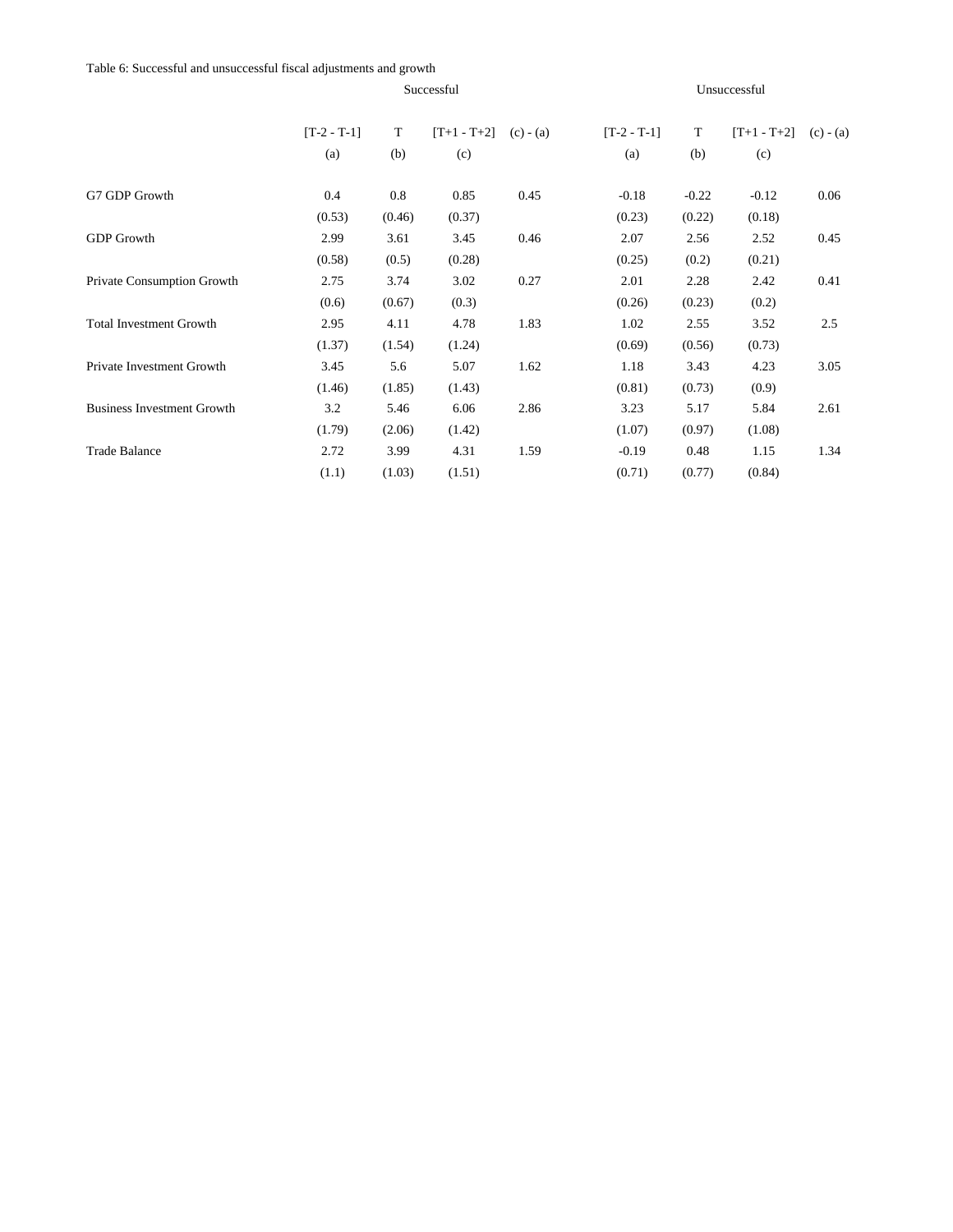Table 6: Successful and unsuccessful fiscal adjustments and growth

| | Successful | | | | Unsuccessful | | | |
|---|---|---|---|---|---|---|---|---|
| | [T-2 - T-1] | T | [T+1 - T+2] | (c) - (a) | [T-2 - T-1] | T | [T+1 - T+2] | (c) - (a) |
| | (a) | (b) | (c) | | (a) | (b) | (c) | |
| G7 GDP Growth | 0.4 | 0.8 | 0.85 | 0.45 | -0.18 | -0.22 | -0.12 | 0.06 |
| | (0.53) | (0.46) | (0.37) | | (0.23) | (0.22) | (0.18) | |
| GDP Growth | 2.99 | 3.61 | 3.45 | 0.46 | 2.07 | 2.56 | 2.52 | 0.45 |
| | (0.58) | (0.5) | (0.28) | | (0.25) | (0.2) | (0.21) | |
| Private Consumption Growth | 2.75 | 3.74 | 3.02 | 0.27 | 2.01 | 2.28 | 2.42 | 0.41 |
| | (0.6) | (0.67) | (0.3) | | (0.26) | (0.23) | (0.2) | |
| Total Investment Growth | 2.95 | 4.11 | 4.78 | 1.83 | 1.02 | 2.55 | 3.52 | 2.5 |
| | (1.37) | (1.54) | (1.24) | | (0.69) | (0.56) | (0.73) | |
| Private Investment Growth | 3.45 | 5.6 | 5.07 | 1.62 | 1.18 | 3.43 | 4.23 | 3.05 |
| | (1.46) | (1.85) | (1.43) | | (0.81) | (0.73) | (0.9) | |
| Business Investment Growth | 3.2 | 5.46 | 6.06 | 2.86 | 3.23 | 5.17 | 5.84 | 2.61 |
| | (1.79) | (2.06) | (1.42) | | (1.07) | (0.97) | (1.08) | |
| Trade Balance | 2.72 | 3.99 | 4.31 | 1.59 | -0.19 | 0.48 | 1.15 | 1.34 |
| | (1.1) | (1.03) | (1.51) | | (0.71) | (0.77) | (0.84) | |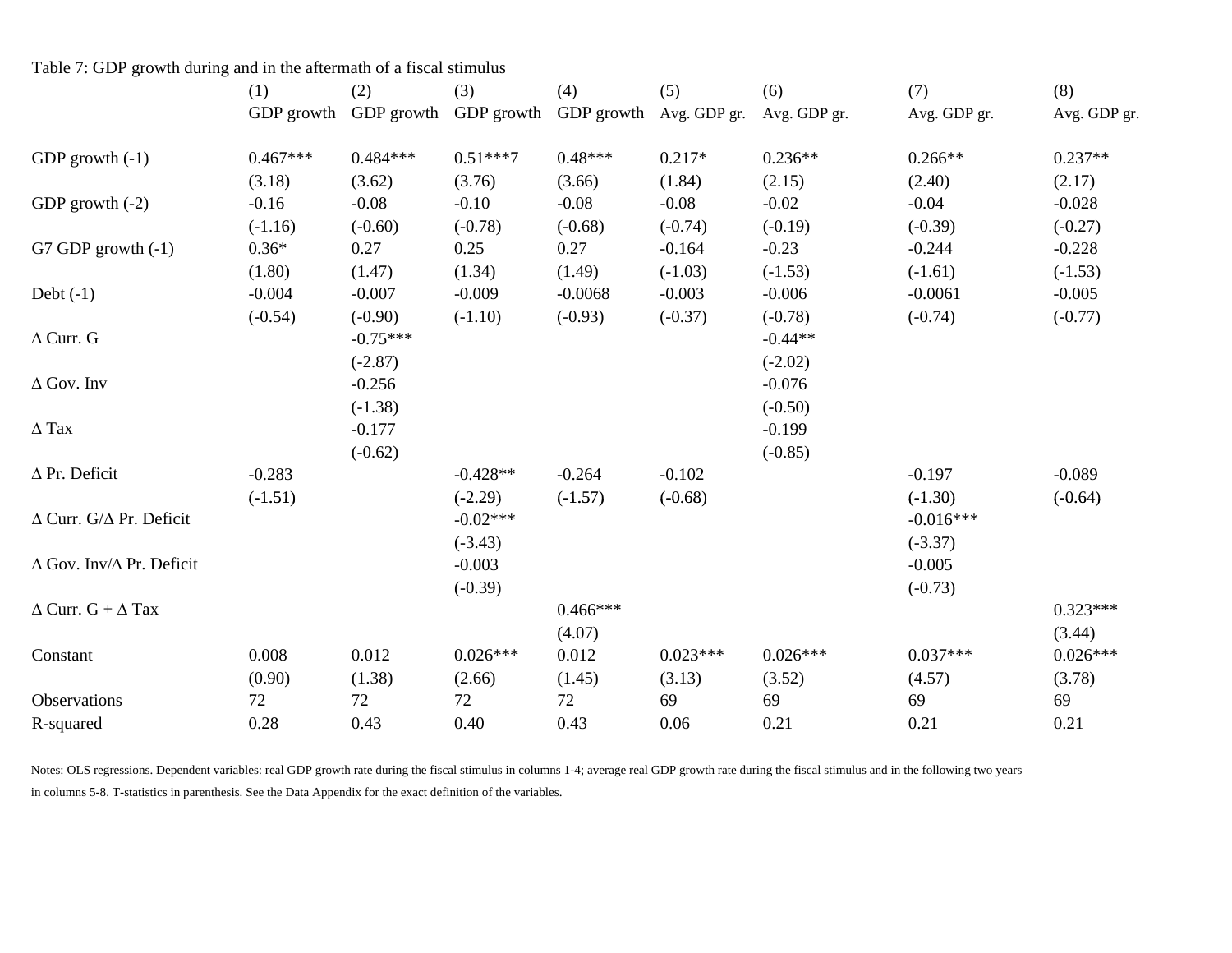Table 7: GDP growth during and in the aftermath of a fiscal stimulus

| | (1) | (2) | (3) | (4) | (5) | (6) | (7) | (8) |
|---|---|---|---|---|---|---|---|---|
| | GDP growth | GDP growth | GDP growth | GDP growth | Avg. GDP gr. | Avg. GDP gr. | Avg. GDP gr. | Avg. GDP gr. |
| GDP growth (-1) | 0.467*** | 0.484*** | 0.51***7 | 0.48*** | 0.217* | 0.236** | 0.266** | 0.237** |
| | (3.18) | (3.62) | (3.76) | (3.66) | (1.84) | (2.15) | (2.40) | (2.17) |
| GDP growth (-2) | -0.16 | -0.08 | -0.10 | -0.08 | -0.08 | -0.02 | -0.04 | -0.028 |
| | (-1.16) | (-0.60) | (-0.78) | (-0.68) | (-0.74) | (-0.19) | (-0.39) | (-0.27) |
| G7 GDP growth (-1) | 0.36* | 0.27 | 0.25 | 0.27 | -0.164 | -0.23 | -0.244 | -0.228 |
| | (1.80) | (1.47) | (1.34) | (1.49) | (-1.03) | (-1.53) | (-1.61) | (-1.53) |
| Debt (-1) | -0.004 | -0.007 | -0.009 | -0.0068 | -0.003 | -0.006 | -0.0061 | -0.005 |
| | (-0.54) | (-0.90) | (-1.10) | (-0.93) | (-0.37) | (-0.78) | (-0.74) | (-0.77) |
| Δ Curr. G | | -0.75*** | | | | -0.44** | | |
| | | (-2.87) | | | | (-2.02) | | |
| Δ Gov. Inv | | -0.256 | | | | -0.076 | | |
| | | (-1.38) | | | | (-0.50) | | |
| Δ Tax | | -0.177 | | | | -0.199 | | |
| | | (-0.62) | | | | (-0.85) | | |
| Δ Pr. Deficit | -0.283 | | -0.428** | -0.264 | -0.102 | | -0.197 | -0.089 |
| | (-1.51) | | (-2.29) | (-1.57) | (-0.68) | | (-1.30) | (-0.64) |
| Δ Curr. G/Δ Pr. Deficit | | | -0.02*** | | | | -0.016*** | |
| | | | (-3.43) | | | | (-3.37) | |
| Δ Gov. Inv/Δ Pr. Deficit | | | -0.003 | | | | -0.005 | |
| | | | (-0.39) | | | | (-0.73) | |
| Δ Curr. G + Δ Tax | | | | 0.466*** | | | | 0.323*** |
| | | | | (4.07) | | | | (3.44) |
| Constant | 0.008 | 0.012 | 0.026*** | 0.012 | 0.023*** | 0.026*** | 0.037*** | 0.026*** |
| | (0.90) | (1.38) | (2.66) | (1.45) | (3.13) | (3.52) | (4.57) | (3.78) |
| Observations | 72 | 72 | 72 | 72 | 69 | 69 | 69 | 69 |
| R-squared | 0.28 | 0.43 | 0.40 | 0.43 | 0.06 | 0.21 | 0.21 | 0.21 |

Notes: OLS regressions. Dependent variables: real GDP growth rate during the fiscal stimulus in columns 1-4; average real GDP growth rate during the fiscal stimulus and in the following two years in columns 5-8. T-statistics in parenthesis. See the Data Appendix for the exact definition of the variables.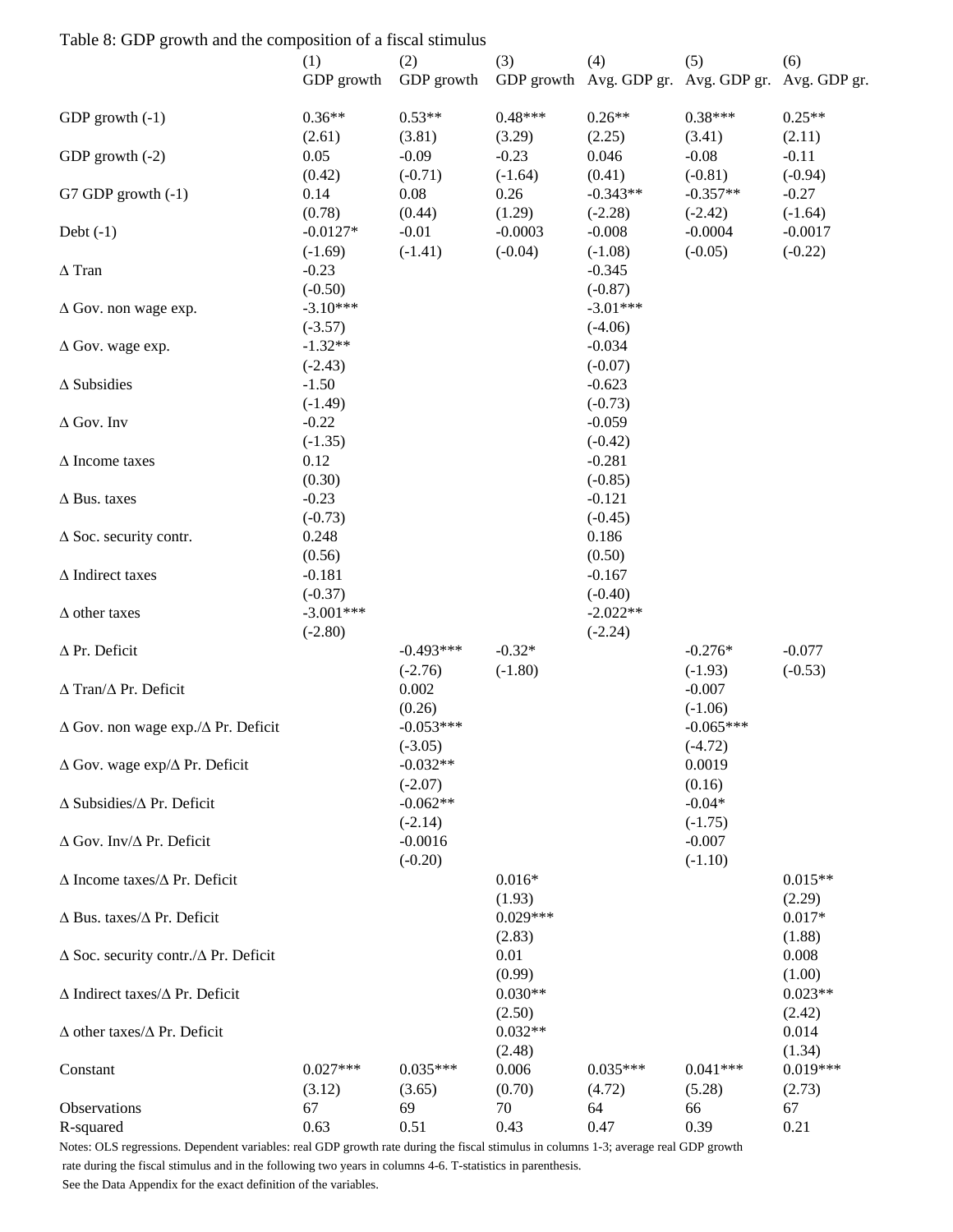Table 8: GDP growth and the composition of a fiscal stimulus

| | (1) GDP growth | (2) GDP growth | (3) GDP growth | (4) Avg. GDP gr. | (5) Avg. GDP gr. | (6) Avg. GDP gr. |
|---|---|---|---|---|---|---|
| GDP growth (-1) | 0.36** | 0.53** | 0.48*** | 0.26** | 0.38*** | 0.25** |
| | (2.61) | (3.81) | (3.29) | (2.25) | (3.41) | (2.11) |
| GDP growth (-2) | 0.05 | -0.09 | -0.23 | 0.046 | -0.08 | -0.11 |
| | (0.42) | (-0.71) | (-1.64) | (0.41) | (-0.81) | (-0.94) |
| G7 GDP growth (-1) | 0.14 | 0.08 | 0.26 | -0.343** | -0.357** | -0.27 |
| | (0.78) | (0.44) | (1.29) | (-2.28) | (-2.42) | (-1.64) |
| Debt (-1) | -0.0127* | -0.01 | -0.0003 | -0.008 | -0.0004 | -0.0017 |
| | (-1.69) | (-1.41) | (-0.04) | (-1.08) | (-0.05) | (-0.22) |
| Δ Tran | -0.23 | | | -0.345 | | |
| | (-0.50) | | | (-0.87) | | |
| Δ Gov. non wage exp. | -3.10*** | | | -3.01*** | | |
| | (-3.57) | | | (-4.06) | | |
| Δ Gov. wage exp. | -1.32** | | | -0.034 | | |
| | (-2.43) | | | (-0.07) | | |
| Δ Subsidies | -1.50 | | | -0.623 | | |
| | (-1.49) | | | (-0.73) | | |
| Δ Gov. Inv | -0.22 | | | -0.059 | | |
| | (-1.35) | | | (-0.42) | | |
| Δ Income taxes | 0.12 | | | -0.281 | | |
| | (0.30) | | | (-0.85) | | |
| Δ Bus. taxes | -0.23 | | | -0.121 | | |
| | (-0.73) | | | (-0.45) | | |
| Δ Soc. security contr. | 0.248 | | | 0.186 | | |
| | (0.56) | | | (0.50) | | |
| Δ Indirect taxes | -0.181 | | | -0.167 | | |
| | (-0.37) | | | (-0.40) | | |
| Δ other taxes | -3.001*** | | | -2.022** | | |
| | (-2.80) | | | (-2.24) | | |
| Δ Pr. Deficit | | -0.493*** | -0.32* | | -0.276* | -0.077 |
| | | (-2.76) | (-1.80) | | (-1.93) | (-0.53) |
| Δ Tran/Δ Pr. Deficit | | 0.002 | | | -0.007 | |
| | | (0.26) | | | (-1.06) | |
| Δ Gov. non wage exp./Δ Pr. Deficit | | -0.053*** | | | -0.065*** | |
| | | (-3.05) | | | (-4.72) | |
| Δ Gov. wage exp/Δ Pr. Deficit | | -0.032** | | | 0.0019 | |
| | | (-2.07) | | | (0.16) | |
| Δ Subsidies/Δ Pr. Deficit | | -0.062** | | | -0.04* | |
| | | (-2.14) | | | (-1.75) | |
| Δ Gov. Inv/Δ Pr. Deficit | | -0.0016 | | | -0.007 | |
| | | (-0.20) | | | (-1.10) | |
| Δ Income taxes/Δ Pr. Deficit | | | 0.016* | | | 0.015** |
| | | | (1.93) | | | (2.29) |
| Δ Bus. taxes/Δ Pr. Deficit | | | 0.029*** | | | 0.017* |
| | | | (2.83) | | | (1.88) |
| Δ Soc. security contr./Δ Pr. Deficit | | | 0.01 | | | 0.008 |
| | | | (0.99) | | | (1.00) |
| Δ Indirect taxes/Δ Pr. Deficit | | | 0.030** | | | 0.023** |
| | | | (2.50) | | | (2.42) |
| Δ other taxes/Δ Pr. Deficit | | | 0.032** | | | 0.014 |
| | | | (2.48) | | | (1.34) |
| Constant | 0.027*** | 0.035*** | 0.006 | 0.035*** | 0.041*** | 0.019*** |
| | (3.12) | (3.65) | (0.70) | (4.72) | (5.28) | (2.73) |
| Observations | 67 | 69 | 70 | 64 | 66 | 67 |
| R-squared | 0.63 | 0.51 | 0.43 | 0.47 | 0.39 | 0.21 |

Notes: OLS regressions. Dependent variables: real GDP growth rate during the fiscal stimulus in columns 1-3; average real GDP growth rate during the fiscal stimulus and in the following two years in columns 4-6. T-statistics in parenthesis. See the Data Appendix for the exact definition of the variables.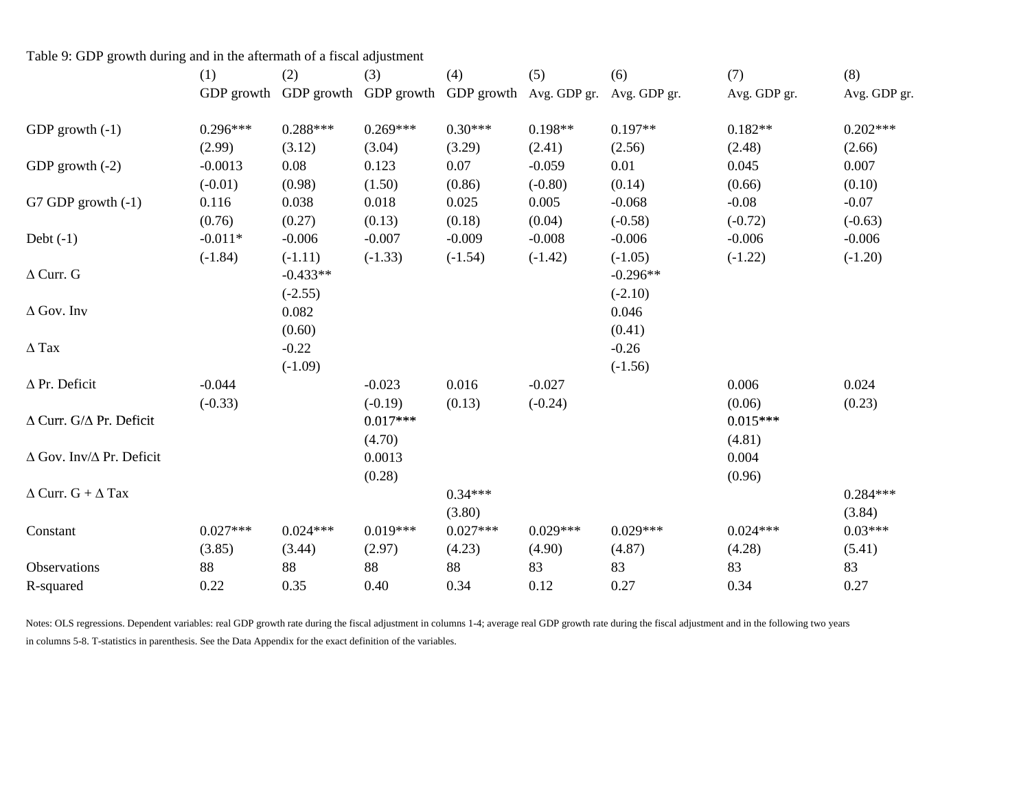Table 9: GDP growth during and in the aftermath of a fiscal adjustment

| | (1) | (2) | (3) | (4) | (5) | (6) | (7) | (8) |
|---|---|---|---|---|---|---|---|---|
| | GDP growth | GDP growth | GDP growth | GDP growth | Avg. GDP gr. | Avg. GDP gr. | Avg. GDP gr. | Avg. GDP gr. |
| GDP growth (-1) | 0.296*** | 0.288*** | 0.269*** | 0.30*** | 0.198** | 0.197** | 0.182** | 0.202*** |
| | (2.99) | (3.12) | (3.04) | (3.29) | (2.41) | (2.56) | (2.48) | (2.66) |
| GDP growth (-2) | -0.0013 | 0.08 | 0.123 | 0.07 | -0.059 | 0.01 | 0.045 | 0.007 |
| | (-0.01) | (0.98) | (1.50) | (0.86) | (-0.80) | (0.14) | (0.66) | (0.10) |
| G7 GDP growth (-1) | 0.116 | 0.038 | 0.018 | 0.025 | 0.005 | -0.068 | -0.08 | -0.07 |
| | (0.76) | (0.27) | (0.13) | (0.18) | (0.04) | (-0.58) | (-0.72) | (-0.63) |
| Debt (-1) | -0.011* | -0.006 | -0.007 | -0.009 | -0.008 | -0.006 | -0.006 | -0.006 |
| | (-1.84) | (-1.11) | (-1.33) | (-1.54) | (-1.42) | (-1.05) | (-1.22) | (-1.20) |
| Δ Curr. G | | -0.433** | | | | -0.296** | | |
| | | (-2.55) | | | | (-2.10) | | |
| Δ Gov. Inv | | 0.082 | | | | 0.046 | | |
| | | (0.60) | | | | (0.41) | | |
| Δ Tax | | -0.22 | | | | -0.26 | | |
| | | (-1.09) | | | | (-1.56) | | |
| Δ Pr. Deficit | -0.044 | | -0.023 | 0.016 | -0.027 | | 0.006 | 0.024 |
| | (-0.33) | | (-0.19) | (0.13) | (-0.24) | | (0.06) | (0.23) |
| Δ Curr. G/Δ Pr. Deficit | | | 0.017*** | | | | 0.015*** | |
| | | | (4.70) | | | | (4.81) | |
| Δ Gov. Inv/Δ Pr. Deficit | | | 0.0013 | | | | 0.004 | |
| | | | (0.28) | | | | (0.96) | |
| Δ Curr. G + Δ Tax | | | | 0.34*** | | | | 0.284*** |
| | | | | (3.80) | | | | (3.84) |
| Constant | 0.027*** | 0.024*** | 0.019*** | 0.027*** | 0.029*** | 0.029*** | 0.024*** | 0.03*** |
| | (3.85) | (3.44) | (2.97) | (4.23) | (4.90) | (4.87) | (4.28) | (5.41) |
| Observations | 88 | 88 | 88 | 88 | 83 | 83 | 83 | 83 |
| R-squared | 0.22 | 0.35 | 0.40 | 0.34 | 0.12 | 0.27 | 0.34 | 0.27 |

Notes: OLS regressions. Dependent variables: real GDP growth rate during the fiscal adjustment in columns 1-4; average real GDP growth rate during the fiscal adjustment and in the following two years in columns 5-8. T-statistics in parenthesis. See the Data Appendix for the exact definition of the variables.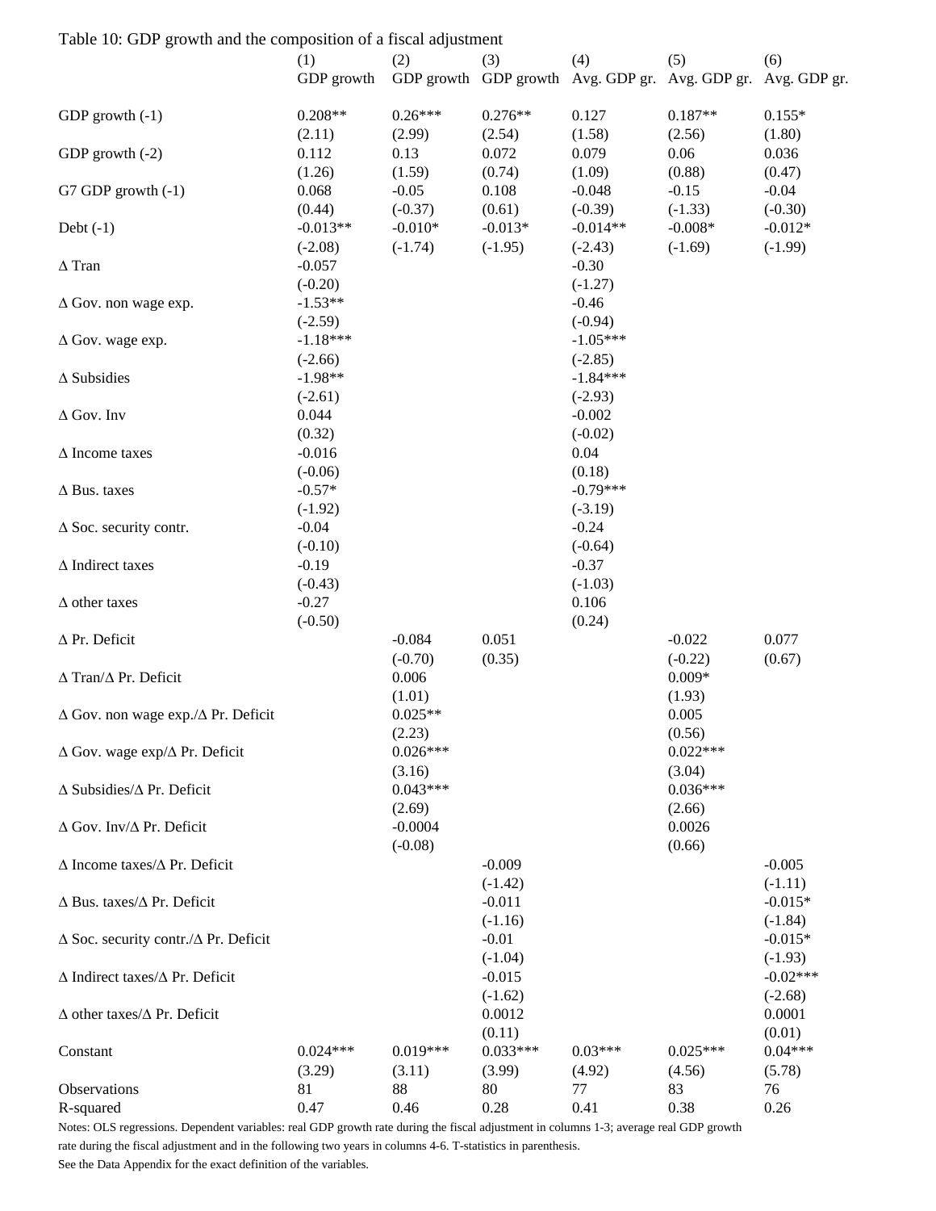Table 10: GDP growth and the composition of a fiscal adjustment

| | (1) GDP growth | (2) GDP growth | (3) GDP growth | (4) Avg. GDP gr. | (5) Avg. GDP gr. | (6) Avg. GDP gr. |
|---|---|---|---|---|---|---|
| GDP growth (-1) | 0.208** | 0.26*** | 0.276** | 0.127 | 0.187** | 0.155* |
| | (2.11) | (2.99) | (2.54) | (1.58) | (2.56) | (1.80) |
| GDP growth (-2) | 0.112 | 0.13 | 0.072 | 0.079 | 0.06 | 0.036 |
| | (1.26) | (1.59) | (0.74) | (1.09) | (0.88) | (0.47) |
| G7 GDP growth (-1) | 0.068 | -0.05 | 0.108 | -0.048 | -0.15 | -0.04 |
| | (0.44) | (-0.37) | (0.61) | (-0.39) | (-1.33) | (-0.30) |
| Debt (-1) | -0.013** | -0.010* | -0.013* | -0.014** | -0.008* | -0.012* |
| | (-2.08) | (-1.74) | (-1.95) | (-2.43) | (-1.69) | (-1.99) |
| Δ Tran | -0.057 | | | -0.30 | | |
| | (-0.20) | | | (-1.27) | | |
| Δ Gov. non wage exp. | -1.53** | | | -0.46 | | |
| | (-2.59) | | | (-0.94) | | |
| Δ Gov. wage exp. | -1.18*** | | | -1.05*** | | |
| | (-2.66) | | | (-2.85) | | |
| Δ Subsidies | -1.98** | | | -1.84*** | | |
| | (-2.61) | | | (-2.93) | | |
| Δ Gov. Inv | 0.044 | | | -0.002 | | |
| | (0.32) | | | (-0.02) | | |
| Δ Income taxes | -0.016 | | | 0.04 | | |
| | (-0.06) | | | (0.18) | | |
| Δ Bus. taxes | -0.57* | | | -0.79*** | | |
| | (-1.92) | | | (-3.19) | | |
| Δ Soc. security contr. | -0.04 | | | -0.24 | | |
| | (-0.10) | | | (-0.64) | | |
| Δ Indirect taxes | -0.19 | | | -0.37 | | |
| | (-0.43) | | | (-1.03) | | |
| Δ other taxes | -0.27 | | | 0.106 | | |
| | (-0.50) | | | (0.24) | | |
| Δ Pr. Deficit | | -0.084 | 0.051 | | -0.022 | 0.077 |
| | | (-0.70) | (0.35) | | (-0.22) | (0.67) |
| Δ Tran/Δ Pr. Deficit | | 0.006 | | | 0.009* | |
| | | (1.01) | | | (1.93) | |
| Δ Gov. non wage exp./Δ Pr. Deficit | | 0.025** | | | 0.005 | |
| | | (2.23) | | | (0.56) | |
| Δ Gov. wage exp/Δ Pr. Deficit | | 0.026*** | | | 0.022*** | |
| | | (3.16) | | | (3.04) | |
| Δ Subsidies/Δ Pr. Deficit | | 0.043*** | | | 0.036*** | |
| | | (2.69) | | | (2.66) | |
| Δ Gov. Inv/Δ Pr. Deficit | | -0.0004 | | | 0.0026 | |
| | | (-0.08) | | | (0.66) | |
| Δ Income taxes/Δ Pr. Deficit | | | -0.009 | | | -0.005 |
| | | | (-1.42) | | | (-1.11) |
| Δ Bus. taxes/Δ Pr. Deficit | | | -0.011 | | | -0.015* |
| | | | (-1.16) | | | (-1.84) |
| Δ Soc. security contr./Δ Pr. Deficit | | | -0.01 | | | -0.015* |
| | | | (-1.04) | | | (-1.93) |
| Δ Indirect taxes/Δ Pr. Deficit | | | -0.015 | | | -0.02*** |
| | | | (-1.62) | | | (-2.68) |
| Δ other taxes/Δ Pr. Deficit | | | 0.0012 | | | 0.0001 |
| | | | (0.11) | | | (0.01) |
| Constant | 0.024*** | 0.019*** | 0.033*** | 0.03*** | 0.025*** | 0.04*** |
| | (3.29) | (3.11) | (3.99) | (4.92) | (4.56) | (5.78) |
| Observations | 81 | 88 | 80 | 77 | 83 | 76 |
| R-squared | 0.47 | 0.46 | 0.28 | 0.41 | 0.38 | 0.26 |

Notes: OLS regressions. Dependent variables: real GDP growth rate during the fiscal adjustment in columns 1-3; average real GDP growth rate during the fiscal adjustment and in the following two years in columns 4-6. T-statistics in parenthesis.
See the Data Appendix for the exact definition of the variables.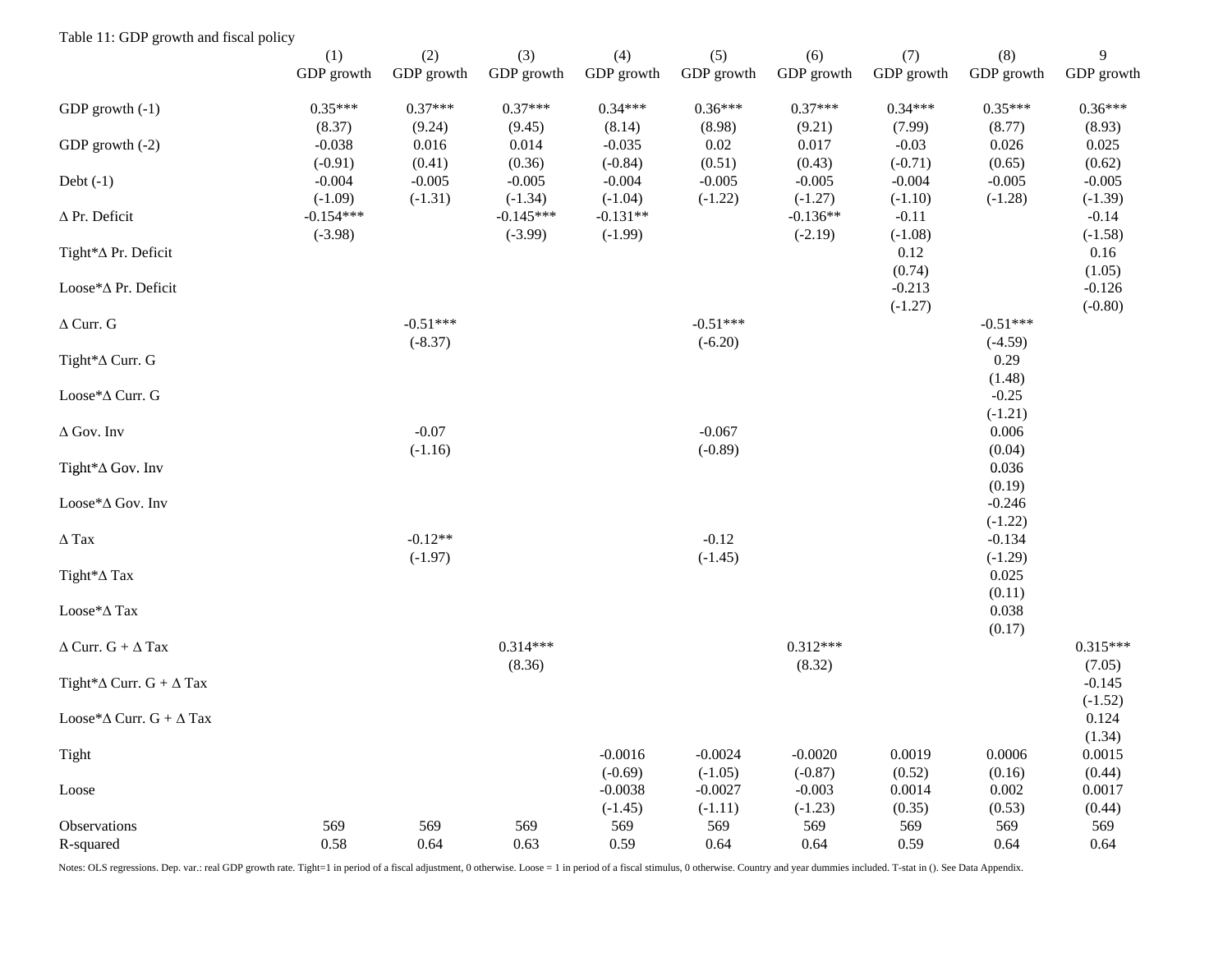Table 11: GDP growth and fiscal policy

| | (1) | (2) | (3) | (4) | (5) | (6) | (7) | (8) | 9 |
|---|---|---|---|---|---|---|---|---|---|
| | GDP growth | GDP growth | GDP growth | GDP growth | GDP growth | GDP growth | GDP growth | GDP growth | GDP growth |
| GDP growth (-1) | 0.35*** | 0.37*** | 0.37*** | 0.34*** | 0.36*** | 0.37*** | 0.34*** | 0.35*** | 0.36*** |
| | (8.37) | (9.24) | (9.45) | (8.14) | (8.98) | (9.21) | (7.99) | (8.77) | (8.93) |
| GDP growth (-2) | -0.038 | 0.016 | 0.014 | -0.035 | 0.02 | 0.017 | -0.03 | 0.026 | 0.025 |
| | (-0.91) | (0.41) | (0.36) | (-0.84) | (0.51) | (0.43) | (-0.71) | (0.65) | (0.62) |
| Debt (-1) | -0.004 | -0.005 | -0.005 | -0.004 | -0.005 | -0.005 | -0.004 | -0.005 | -0.005 |
| | (-1.09) | (-1.31) | (-1.34) | (-1.04) | (-1.22) | (-1.27) | (-1.10) | (-1.28) | (-1.39) |
| Δ Pr. Deficit | -0.154*** | | -0.145*** | -0.131** | | -0.136** | -0.11 | | -0.14 |
| | (-3.98) | | (-3.99) | (-1.99) | | (-2.19) | (-1.08) | | (-1.58) |
| Tight*Δ Pr. Deficit | | | | | | | 0.12 | | 0.16 |
| | | | | | | | (0.74) | | (1.05) |
| Loose*Δ Pr. Deficit | | | | | | | -0.213 | | -0.126 |
| | | | | | | | (-1.27) | | (-0.80) |
| Δ Curr. G | | -0.51*** | | | -0.51*** | | | -0.51*** | |
| | | (-8.37) | | | (-6.20) | | | (-4.59) | |
| Tight*Δ Curr. G | | | | | | | | 0.29 | |
| | | | | | | | | (1.48) | |
| Loose*Δ Curr. G | | | | | | | | -0.25 | |
| | | | | | | | | (-1.21) | |
| Δ Gov. Inv | | -0.07 | | | -0.067 | | | 0.006 | |
| | | (-1.16) | | | (-0.89) | | | (0.04) | |
| Tight*Δ Gov. Inv | | | | | | | | 0.036 | |
| | | | | | | | | (0.19) | |
| Loose*Δ Gov. Inv | | | | | | | | -0.246 | |
| | | | | | | | | (-1.22) | |
| Δ Tax | | -0.12** | | | -0.12 | | | -0.134 | |
| | | (-1.97) | | | (-1.45) | | | (-1.29) | |
| Tight*Δ Tax | | | | | | | | 0.025 | |
| | | | | | | | | (0.11) | |
| Loose*Δ Tax | | | | | | | | 0.038 | |
| | | | | | | | | (0.17) | |
| Δ Curr. G + Δ Tax | | | 0.314*** | | | 0.312*** | | | 0.315*** |
| | | | (8.36) | | | (8.32) | | | (7.05) |
| Tight*Δ Curr. G + Δ Tax | | | | | | | | | -0.145 |
| | | | | | | | | | (-1.52) |
| Loose*Δ Curr. G + Δ Tax | | | | | | | | | 0.124 |
| | | | | | | | | | (1.34) |
| Tight | | | | -0.0016 | -0.0024 | -0.0020 | 0.0019 | 0.0006 | 0.0015 |
| | | | | (-0.69) | (-1.05) | (-0.87) | (0.52) | (0.16) | (0.44) |
| Loose | | | | -0.0038 | -0.0027 | -0.003 | 0.0014 | 0.002 | 0.0017 |
| | | | | (-1.45) | (-1.11) | (-1.23) | (0.35) | (0.53) | (0.44) |
| Observations | 569 | 569 | 569 | 569 | 569 | 569 | 569 | 569 | 569 |
| R-squared | 0.58 | 0.64 | 0.63 | 0.59 | 0.64 | 0.64 | 0.59 | 0.64 | 0.64 |

Notes: OLS regressions. Dep. var.: real GDP growth rate. Tight=1 in period of a fiscal adjustment, 0 otherwise. Loose = 1 in period of a fiscal stimulus, 0 otherwise. Country and year dummies included. T-stat in (). See Data Appendix.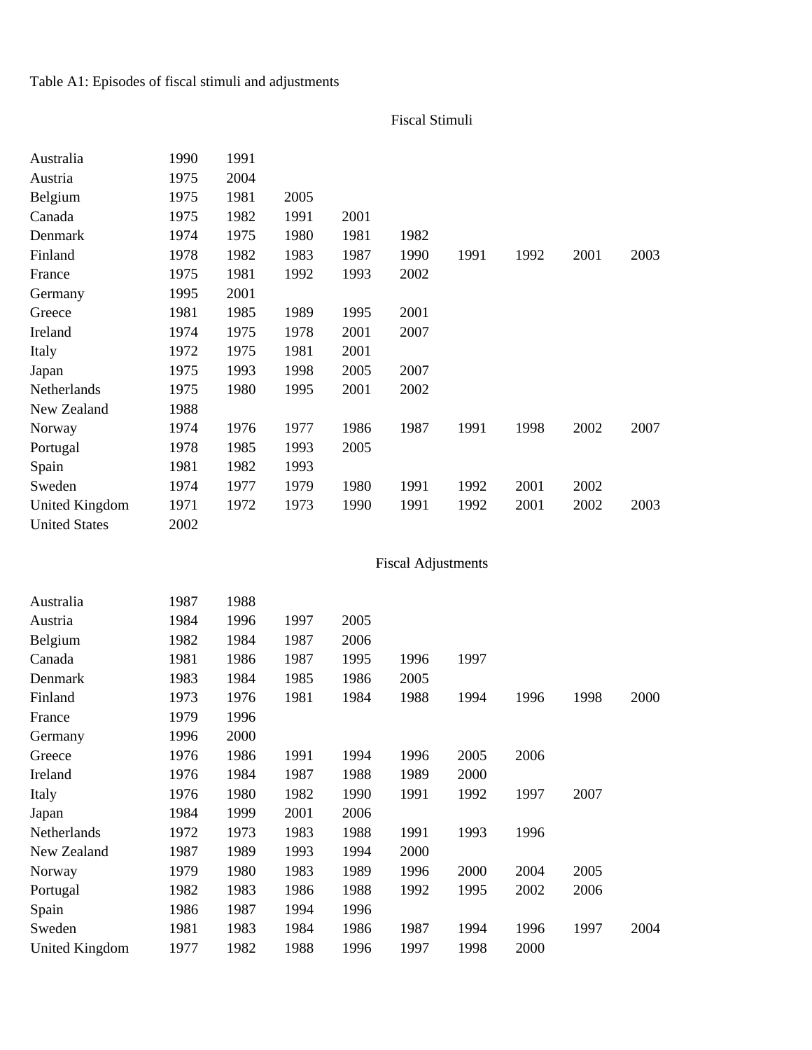Table A1: Episodes of fiscal stimuli and adjustments

**Fiscal Stimuli**

| | | | | | | | | | |
|---|---|---|---|---|---|---|---|---|---|
| Australia | 1990 | 1991 | | | | | | | |
| Austria | 1975 | 2004 | | | | | | | |
| Belgium | 1975 | 1981 | 2005 | | | | | | |
| Canada | 1975 | 1982 | 1991 | 2001 | | | | | |
| Denmark | 1974 | 1975 | 1980 | 1981 | 1982 | | | | |
| Finland | 1978 | 1982 | 1983 | 1987 | 1990 | 1991 | 1992 | 2001 | 2003 |
| France | 1975 | 1981 | 1992 | 1993 | 2002 | | | | |
| Germany | 1995 | 2001 | | | | | | | |
| Greece | 1981 | 1985 | 1989 | 1995 | 2001 | | | | |
| Ireland | 1974 | 1975 | 1978 | 2001 | 2007 | | | | |
| Italy | 1972 | 1975 | 1981 | 2001 | | | | | |
| Japan | 1975 | 1993 | 1998 | 2005 | 2007 | | | | |
| Netherlands | 1975 | 1980 | 1995 | 2001 | 2002 | | | | |
| New Zealand | 1988 | | | | | | | | |
| Norway | 1974 | 1976 | 1977 | 1986 | 1987 | 1991 | 1998 | 2002 | 2007 |
| Portugal | 1978 | 1985 | 1993 | 2005 | | | | | |
| Spain | 1981 | 1982 | 1993 | | | | | | |
| Sweden | 1974 | 1977 | 1979 | 1980 | 1991 | 1992 | 2001 | 2002 | |
| United Kingdom | 1971 | 1972 | 1973 | 1990 | 1991 | 1992 | 2001 | 2002 | 2003 |
| United States | 2002 | | | | | | | | |

**Fiscal Adjustments**

| | | | | | | | | | |
|---|---|---|---|---|---|---|---|---|---|
| Australia | 1987 | 1988 | | | | | | | |
| Austria | 1984 | 1996 | 1997 | 2005 | | | | | |
| Belgium | 1982 | 1984 | 1987 | 2006 | | | | | |
| Canada | 1981 | 1986 | 1987 | 1995 | 1996 | 1997 | | | |
| Denmark | 1983 | 1984 | 1985 | 1986 | 2005 | | | | |
| Finland | 1973 | 1976 | 1981 | 1984 | 1988 | 1994 | 1996 | 1998 | 2000 |
| France | 1979 | 1996 | | | | | | | |
| Germany | 1996 | 2000 | | | | | | | |
| Greece | 1976 | 1986 | 1991 | 1994 | 1996 | 2005 | 2006 | | |
| Ireland | 1976 | 1984 | 1987 | 1988 | 1989 | 2000 | | | |
| Italy | 1976 | 1980 | 1982 | 1990 | 1991 | 1992 | 1997 | 2007 | |
| Japan | 1984 | 1999 | 2001 | 2006 | | | | | |
| Netherlands | 1972 | 1973 | 1983 | 1988 | 1991 | 1993 | 1996 | | |
| New Zealand | 1987 | 1989 | 1993 | 1994 | 2000 | | | | |
| Norway | 1979 | 1980 | 1983 | 1989 | 1996 | 2000 | 2004 | 2005 | |
| Portugal | 1982 | 1983 | 1986 | 1988 | 1992 | 1995 | 2002 | 2006 | |
| Spain | 1986 | 1987 | 1994 | 1996 | | | | | |
| Sweden | 1981 | 1983 | 1984 | 1986 | 1987 | 1994 | 1996 | 1997 | 2004 |
| United Kingdom | 1977 | 1982 | 1988 | 1996 | 1997 | 1998 | 2000 | | |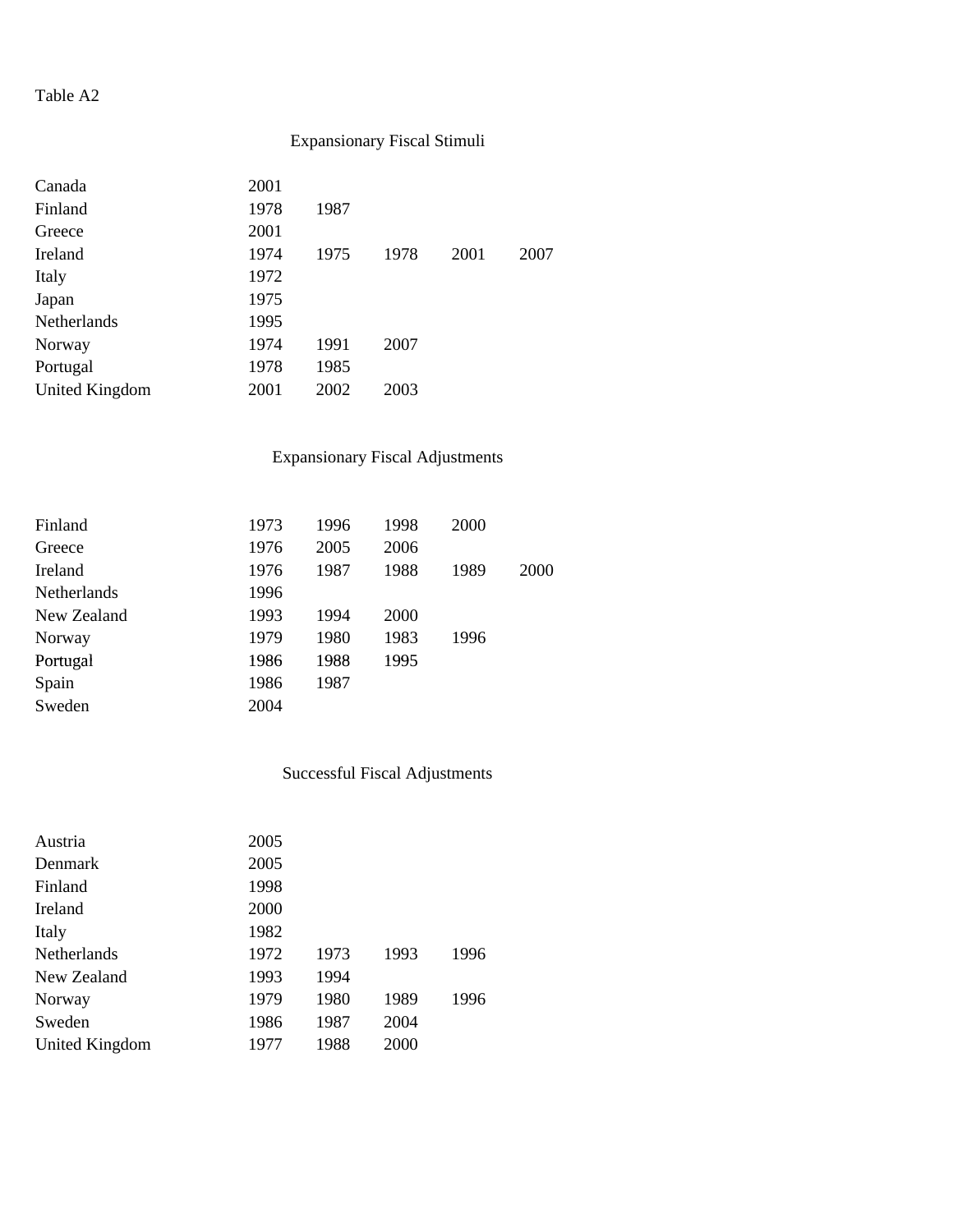Table A2

## Expansionary Fiscal Stimuli

| | | | | | |
|---|---|---|---|---|---|
| Canada | 2001 | | | | |
| Finland | 1978 | 1987 | | | |
| Greece | 2001 | | | | |
| Ireland | 1974 | 1975 | 1978 | 2001 | 2007 |
| Italy | 1972 | | | | |
| Japan | 1975 | | | | |
| Netherlands | 1995 | | | | |
| Norway | 1974 | 1991 | 2007 | | |
| Portugal | 1978 | 1985 | | | |
| United Kingdom | 2001 | 2002 | 2003 | | |

## Expansionary Fiscal Adjustments

| | | | | | |
|---|---|---|---|---|---|
| Finland | 1973 | 1996 | 1998 | 2000 | |
| Greece | 1976 | 2005 | 2006 | | |
| Ireland | 1976 | 1987 | 1988 | 1989 | 2000 |
| Netherlands | 1996 | | | | |
| New Zealand | 1993 | 1994 | 2000 | | |
| Norway | 1979 | 1980 | 1983 | 1996 | |
| Portugal | 1986 | 1988 | 1995 | | |
| Spain | 1986 | 1987 | | | |
| Sweden | 2004 | | | | |

## Successful Fiscal Adjustments

| | | | | |
|---|---|---|---|---|
| Austria | 2005 | | | |
| Denmark | 2005 | | | |
| Finland | 1998 | | | |
| Ireland | 2000 | | | |
| Italy | 1982 | | | |
| Netherlands | 1972 | 1973 | 1993 | 1996 |
| New Zealand | 1993 | 1994 | | |
| Norway | 1979 | 1980 | 1989 | 1996 |
| Sweden | 1986 | 1987 | 2004 | |
| United Kingdom | 1977 | 1988 | 2000 | |